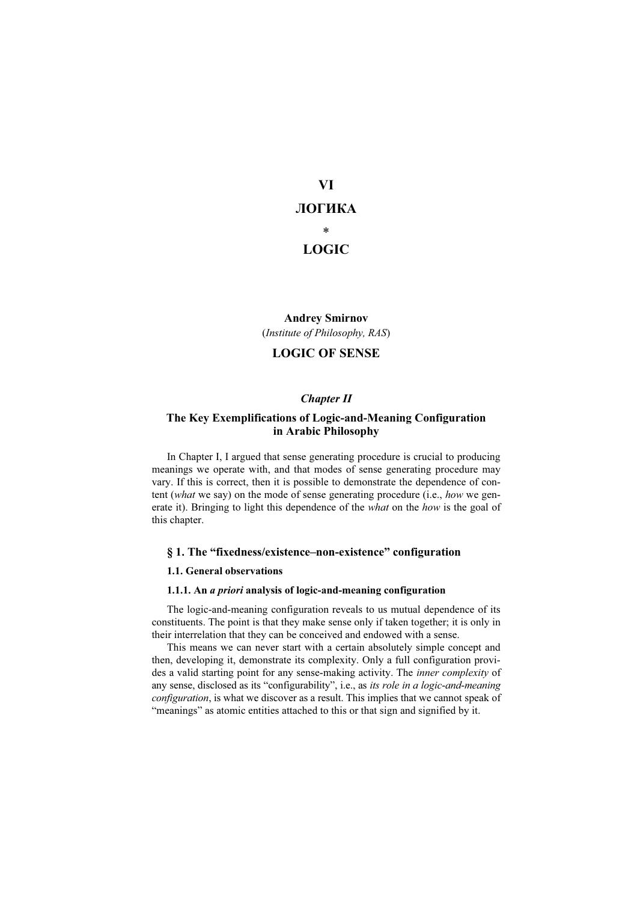# VI

# ЛОГИКА

# *

# LOGIC

**Andrey Smirnov**
(*Institute of Philosophy, RAS*)

## LOGIC OF SENSE

### *Chapter II*

### The Key Exemplifications of Logic-and-Meaning Configuration in Arabic Philosophy

In Chapter I, I argued that sense generating procedure is crucial to producing meanings we operate with, and that modes of sense generating procedure may vary. If this is correct, then it is possible to demonstrate the dependence of content (*what* we say) on the mode of sense generating procedure (i.e., *how* we generate it). Bringing to light this dependence of the *what* on the *how* is the goal of this chapter.

### § 1. The "fixedness/existence–non-existence" configuration

#### 1.1. General observations

##### 1.1.1. An *a priori* analysis of logic-and-meaning configuration

The logic-and-meaning configuration reveals to us mutual dependence of its constituents. The point is that they make sense only if taken together; it is only in their interrelation that they can be conceived and endowed with a sense.

This means we can never start with a certain absolutely simple concept and then, developing it, demonstrate its complexity. Only a full configuration provides a valid starting point for any sense-making activity. The *inner complexity* of any sense, disclosed as its "configurability", i.e., as *its role in a logic-and-meaning configuration*, is what we discover as a result. This implies that we cannot speak of "meanings" as atomic entities attached to this or that sign and signified by it.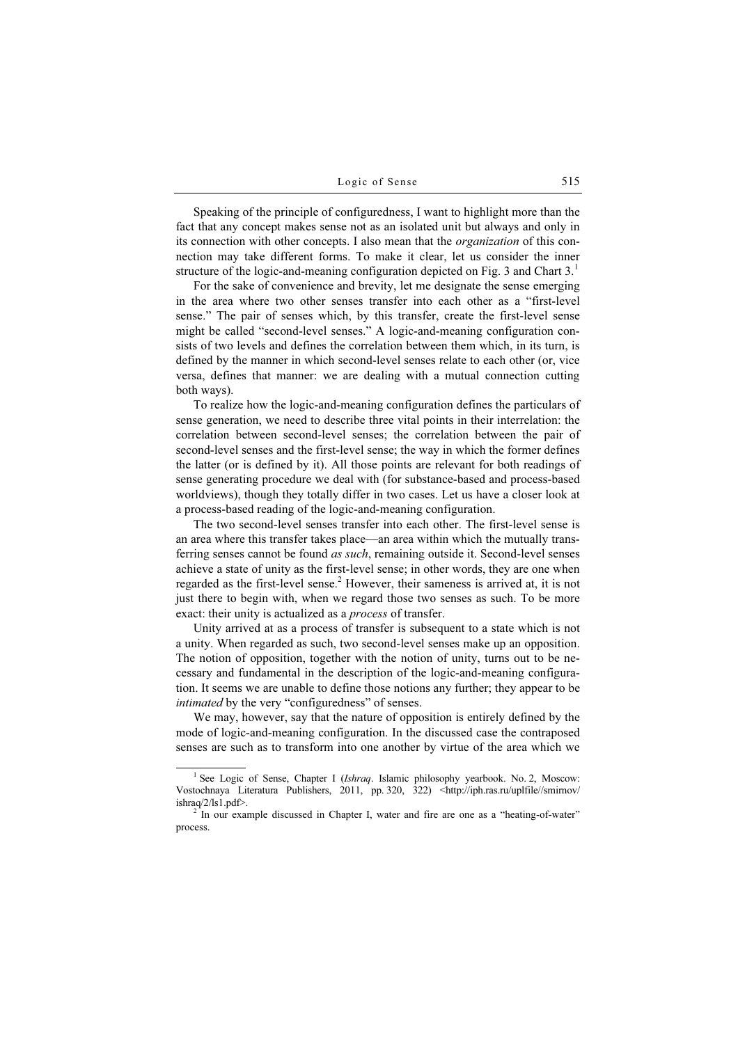Speaking of the principle of configuredness, I want to highlight more than the fact that any concept makes sense not as an isolated unit but always and only in its connection with other concepts. I also mean that the *organization* of this connection may take different forms. To make it clear, let us consider the inner structure of the logic-and-meaning configuration depicted on Fig. 3 and Chart 3.[1]

For the sake of convenience and brevity, let me designate the sense emerging in the area where two other senses transfer into each other as a "first-level sense." The pair of senses which, by this transfer, create the first-level sense might be called "second-level senses." A logic-and-meaning configuration consists of two levels and defines the correlation between them which, in its turn, is defined by the manner in which second-level senses relate to each other (or, vice versa, defines that manner: we are dealing with a mutual connection cutting both ways).

To realize how the logic-and-meaning configuration defines the particulars of sense generation, we need to describe three vital points in their interrelation: the correlation between second-level senses; the correlation between the pair of second-level senses and the first-level sense; the way in which the former defines the latter (or is defined by it). All those points are relevant for both readings of sense generating procedure we deal with (for substance-based and process-based worldviews), though they totally differ in two cases. Let us have a closer look at a process-based reading of the logic-and-meaning configuration.

The two second-level senses transfer into each other. The first-level sense is an area where this transfer takes place—an area within which the mutually transferring senses cannot be found *as such*, remaining outside it. Second-level senses achieve a state of unity as the first-level sense; in other words, they are one when regarded as the first-level sense.[2] However, their sameness is arrived at, it is not just there to begin with, when we regard those two senses as such. To be more exact: their unity is actualized as a *process* of transfer.

Unity arrived at as a process of transfer is subsequent to a state which is not a unity. When regarded as such, two second-level senses make up an opposition. The notion of opposition, together with the notion of unity, turns out to be necessary and fundamental in the description of the logic-and-meaning configuration. It seems we are unable to define those notions any further; they appear to be *intimated* by the very "configuredness" of senses.

We may, however, say that the nature of opposition is entirely defined by the mode of logic-and-meaning configuration. In the discussed case the contraposed senses are such as to transform into one another by virtue of the area which we

---

[1] See Logic of Sense, Chapter I (*Ishraq*. Islamic philosophy yearbook. No. 2, Moscow: Vostochnaya Literatura Publishers, 2011, pp. 320, 322) <http://iph.ras.ru/uplfile//smirnov/ishraq/2/ls1.pdf>.

[2] In our example discussed in Chapter I, water and fire are one as a "heating-of-water" process.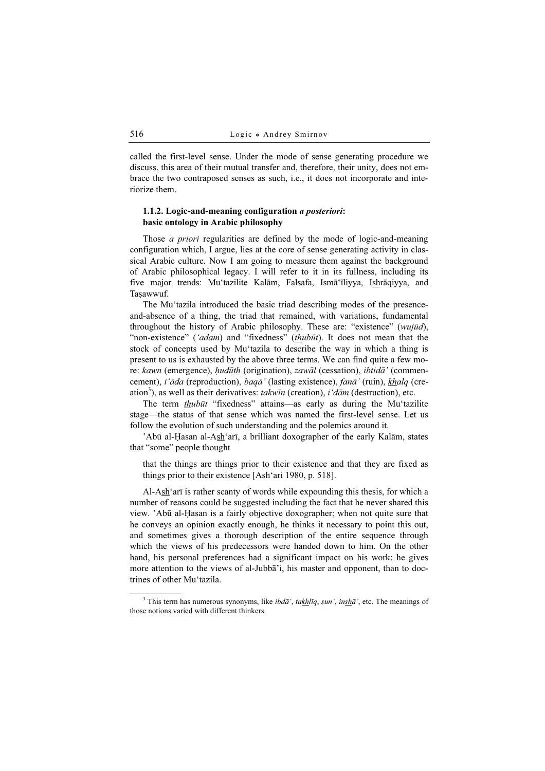called the first-level sense. Under the mode of sense generating procedure we discuss, this area of their mutual transfer and, therefore, their unity, does not embrace the two contraposed senses as such, i.e., it does not incorporate and interiorize them.

### 1.1.2. Logic-and-meaning configuration *a posteriori*: basic ontology in Arabic philosophy

Those *a priori* regularities are defined by the mode of logic-and-meaning configuration which, I argue, lies at the core of sense generating activity in classical Arabic culture. Now I am going to measure them against the background of Arabic philosophical legacy. I will refer to it in its fullness, including its five major trends: Mu'tazilite Kalām, Falsafa, Ismā'īliyya, Ishrāqiyya, and Taṣawwuf.

The Mu'tazila introduced the basic triad describing modes of the presence-and-absence of a thing, the triad that remained, with variations, fundamental throughout the history of Arabic philosophy. These are: "existence" (*wujūd*), "non-existence" (*'adam*) and "fixedness" (*thubūt*). It does not mean that the stock of concepts used by Mu'tazila to describe the way in which a thing is present to us is exhausted by the above three terms. We can find quite a few more: *kawn* (emergence), *ḥudūth* (origination), *zawāl* (cessation), *ibtidā'* (commencement), *i'āda* (reproduction), *baqā'* (lasting existence), *fanā'* (ruin), *khalq* (creation[3]), as well as their derivatives: *takwīn* (creation), *i'dām* (destruction), etc.

The term *thubūt* "fixedness" attains—as early as during the Mu'tazilite stage—the status of that sense which was named the first-level sense. Let us follow the evolution of such understanding and the polemics around it.

'Abū al-Ḥasan al-Ash'arī, a brilliant doxographer of the early Kalām, states that "some" people thought

> that the things are things prior to their existence and that they are fixed as things prior to their existence [Ash'ari 1980, p. 518].

Al-Ash'arī is rather scanty of words while expounding this thesis, for which a number of reasons could be suggested including the fact that he never shared this view. 'Abū al-Ḥasan is a fairly objective doxographer; when not quite sure that he conveys an opinion exactly enough, he thinks it necessary to point this out, and sometimes gives a thorough description of the entire sequence through which the views of his predecessors were handed down to him. On the other hand, his personal preferences had a significant impact on his work: he gives more attention to the views of al-Jubbā'i, his master and opponent, than to doctrines of other Mu'tazila.

---

[3] This term has numerous synonyms, like *ibdā'*, *takhlīq*, *ṣun'*, *inshā'*, etc. The meanings of those notions varied with different thinkers.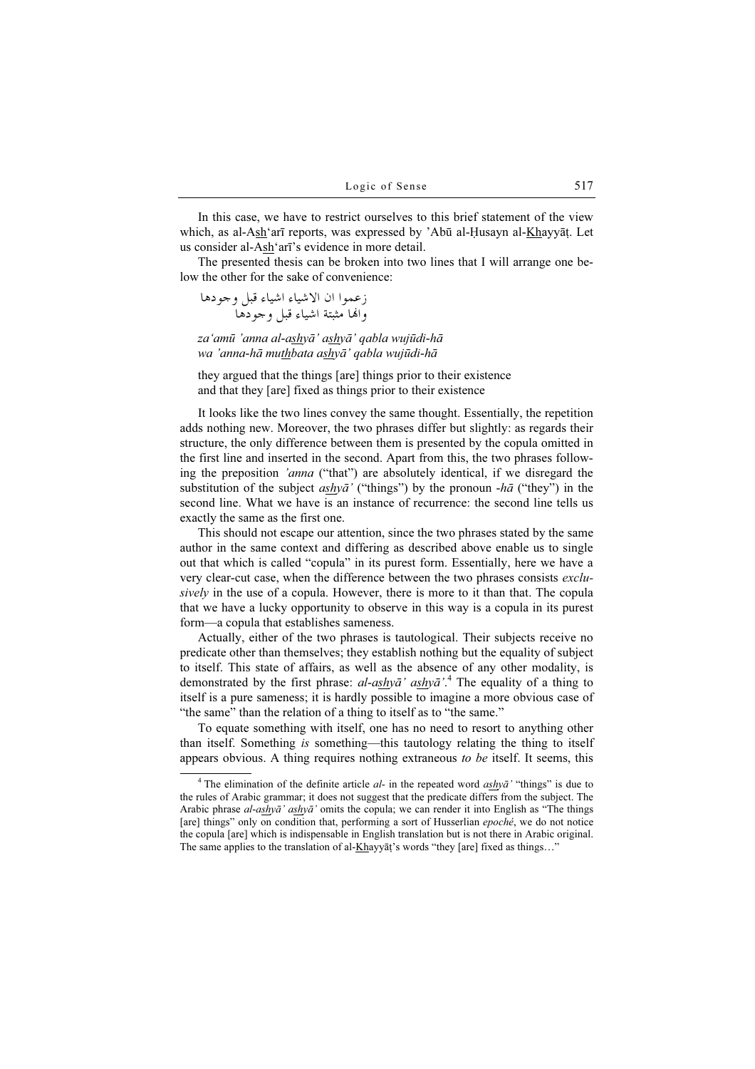In this case, we have to restrict ourselves to this brief statement of the view which, as al-Ash‘arī reports, was expressed by ’Abū al-Ḥusayn al-Khayyāṭ. Let us consider al-Ash‘arī's evidence in more detail.

The presented thesis can be broken into two lines that I will arrange one below the other for the sake of convenience:

زعموا ان الاشياء اشياء قبل وجودها
وانها مثبتة اشياء قبل وجودها

*za‘amū ’anna al-ashyā’ ashyā’ qabla wujūdi-hā*
*wa ’anna-hā muthbata ashyā’ qabla wujūdi-hā*

they argued that the things [are] things prior to their existence
and that they [are] fixed as things prior to their existence

It looks like the two lines convey the same thought. Essentially, the repetition adds nothing new. Moreover, the two phrases differ but slightly: as regards their structure, the only difference between them is presented by the copula omitted in the first line and inserted in the second. Apart from this, the two phrases following the preposition *’anna* ("that") are absolutely identical, if we disregard the substitution of the subject *ashyā’* ("things") by the pronoun *-hā* ("they") in the second line. What we have is an instance of recurrence: the second line tells us exactly the same as the first one.

This should not escape our attention, since the two phrases stated by the same author in the same context and differing as described above enable us to single out that which is called "copula" in its purest form. Essentially, here we have a very clear-cut case, when the difference between the two phrases consists *exclusively* in the use of a copula. However, there is more to it than that. The copula that we have a lucky opportunity to observe in this way is a copula in its purest form—a copula that establishes sameness.

Actually, either of the two phrases is tautological. Their subjects receive no predicate other than themselves; they establish nothing but the equality of subject to itself. This state of affairs, as well as the absence of any other modality, is demonstrated by the first phrase: *al-ashyā’ ashyā’*.[4] The equality of a thing to itself is a pure sameness; it is hardly possible to imagine a more obvious case of "the same" than the relation of a thing to itself as to "the same."

To equate something with itself, one has no need to resort to anything other than itself. Something *is* something—this tautology relating the thing to itself appears obvious. A thing requires nothing extraneous *to be* itself. It seems, this

---

[4] The elimination of the definite article *al-* in the repeated word *ashyā’* "things" is due to the rules of Arabic grammar; it does not suggest that the predicate differs from the subject. The Arabic phrase *al-ashyā’ ashyā’* omits the copula; we can render it into English as "The things [are] things" only on condition that, performing a sort of Husserlian *epoché*, we do not notice the copula [are] which is indispensable in English translation but is not there in Arabic original. The same applies to the translation of al-Khayyāṭ's words "they [are] fixed as things…"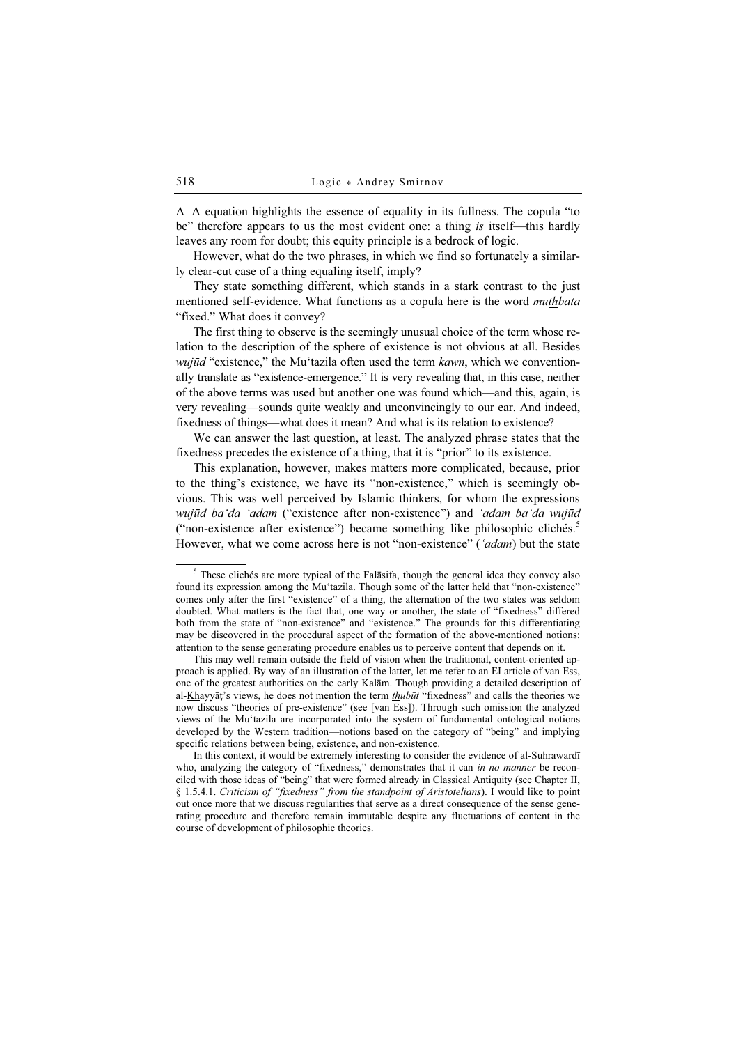A=A equation highlights the essence of equality in its fullness. The copula "to be" therefore appears to us the most evident one: a thing *is* itself—this hardly leaves any room for doubt; this equity principle is a bedrock of logic.

However, what do the two phrases, in which we find so fortunately a similarly clear-cut case of a thing equaling itself, imply?

They state something different, which stands in a stark contrast to the just mentioned self-evidence. What functions as a copula here is the word *mut͟hbata* "fixed." What does it convey?

The first thing to observe is the seemingly unusual choice of the term whose relation to the description of the sphere of existence is not obvious at all. Besides *wujūd* "existence," the Mu'tazila often used the term *kawn*, which we conventionally translate as "existence-emergence." It is very revealing that, in this case, neither of the above terms was used but another one was found which—and this, again, is very revealing—sounds quite weakly and unconvincingly to our ear. And indeed, fixedness of things—what does it mean? And what is its relation to existence?

We can answer the last question, at least. The analyzed phrase states that the fixedness precedes the existence of a thing, that it is "prior" to its existence.

This explanation, however, makes matters more complicated, because, prior to the thing's existence, we have its "non-existence," which is seemingly obvious. This was well perceived by Islamic thinkers, for whom the expressions *wujūd ba'da 'adam* ("existence after non-existence") and *'adam ba'da wujūd* ("non-existence after existence") became something like philosophic clichés.[5] However, what we come across here is not "non-existence" (*'adam*) but the state

---

[5] These clichés are more typical of the Falāsifa, though the general idea they convey also found its expression among the Mu'tazila. Though some of the latter held that "non-existence" comes only after the first "existence" of a thing, the alternation of the two states was seldom doubted. What matters is the fact that, one way or another, the state of "fixedness" differed both from the state of "non-existence" and "existence." The grounds for this differentiating may be discovered in the procedural aspect of the formation of the above-mentioned notions: attention to the sense generating procedure enables us to perceive content that depends on it.

This may well remain outside the field of vision when the traditional, content-oriented approach is applied. By way of an illustration of the latter, let me refer to an EI article of van Ess, one of the greatest authorities on the early Kalām. Though providing a detailed description of al-K͟hayyāṭ's views, he does not mention the term *t͟hubūt* "fixedness" and calls the theories we now discuss "theories of pre-existence" (see [van Ess]). Through such omission the analyzed views of the Mu'tazila are incorporated into the system of fundamental ontological notions developed by the Western tradition—notions based on the category of "being" and implying specific relations between being, existence, and non-existence.

In this context, it would be extremely interesting to consider the evidence of al-Suhrawardī who, analyzing the category of "fixedness," demonstrates that it can *in no manner* be reconciled with those ideas of "being" that were formed already in Classical Antiquity (see Chapter II, § 1.5.4.1. *Criticism of "fixedness" from the standpoint of Aristotelians*). I would like to point out once more that we discuss regularities that serve as a direct consequence of the sense generating procedure and therefore remain immutable despite any fluctuations of content in the course of development of philosophic theories.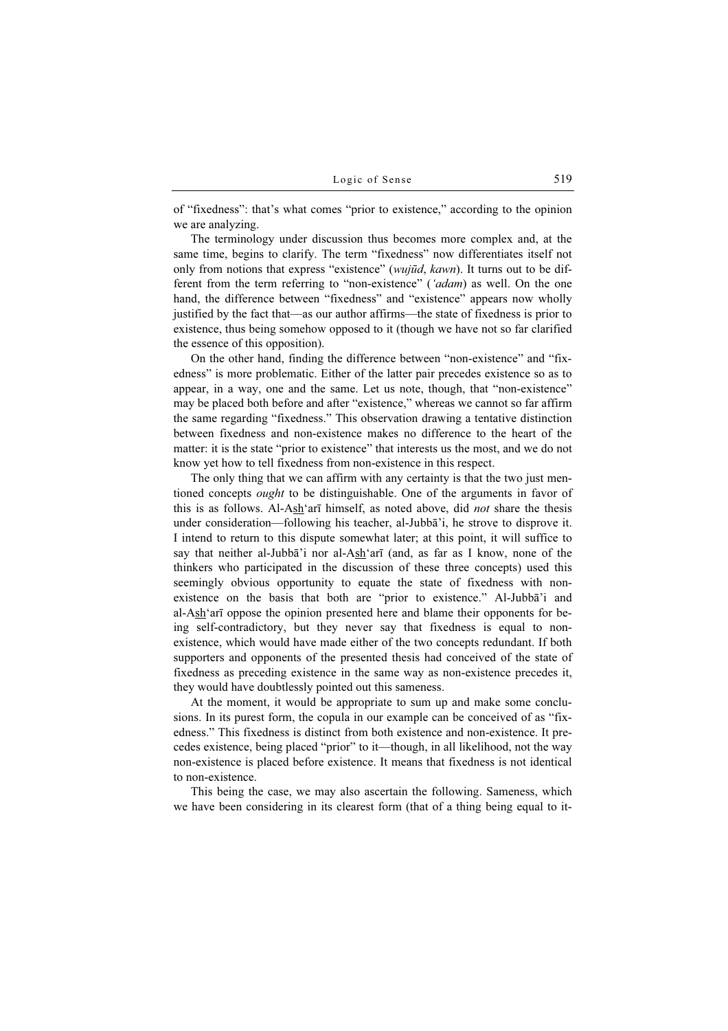of "fixedness": that's what comes "prior to existence," according to the opinion we are analyzing.

The terminology under discussion thus becomes more complex and, at the same time, begins to clarify. The term "fixedness" now differentiates itself not only from notions that express "existence" (*wujūd*, *kawn*). It turns out to be different from the term referring to "non-existence" (*'adam*) as well. On the one hand, the difference between "fixedness" and "existence" appears now wholly justified by the fact that—as our author affirms—the state of fixedness is prior to existence, thus being somehow opposed to it (though we have not so far clarified the essence of this opposition).

On the other hand, finding the difference between "non-existence" and "fixedness" is more problematic. Either of the latter pair precedes existence so as to appear, in a way, one and the same. Let us note, though, that "non-existence" may be placed both before and after "existence," whereas we cannot so far affirm the same regarding "fixedness." This observation drawing a tentative distinction between fixedness and non-existence makes no difference to the heart of the matter: it is the state "prior to existence" that interests us the most, and we do not know yet how to tell fixedness from non-existence in this respect.

The only thing that we can affirm with any certainty is that the two just mentioned concepts *ought* to be distinguishable. One of the arguments in favor of this is as follows. Al-Ash'arī himself, as noted above, did *not* share the thesis under consideration—following his teacher, al-Jubbā'i, he strove to disprove it. I intend to return to this dispute somewhat later; at this point, it will suffice to say that neither al-Jubbā'i nor al-Ash'arī (and, as far as I know, none of the thinkers who participated in the discussion of these three concepts) used this seemingly obvious opportunity to equate the state of fixedness with non-existence on the basis that both are "prior to existence." Al-Jubbā'i and al-Ash'arī oppose the opinion presented here and blame their opponents for being self-contradictory, but they never say that fixedness is equal to non-existence, which would have made either of the two concepts redundant. If both supporters and opponents of the presented thesis had conceived of the state of fixedness as preceding existence in the same way as non-existence precedes it, they would have doubtlessly pointed out this sameness.

At the moment, it would be appropriate to sum up and make some conclusions. In its purest form, the copula in our example can be conceived of as "fixedness." This fixedness is distinct from both existence and non-existence. It precedes existence, being placed "prior" to it—though, in all likelihood, not the way non-existence is placed before existence. It means that fixedness is not identical to non-existence.

This being the case, we may also ascertain the following. Sameness, which we have been considering in its clearest form (that of a thing being equal to it-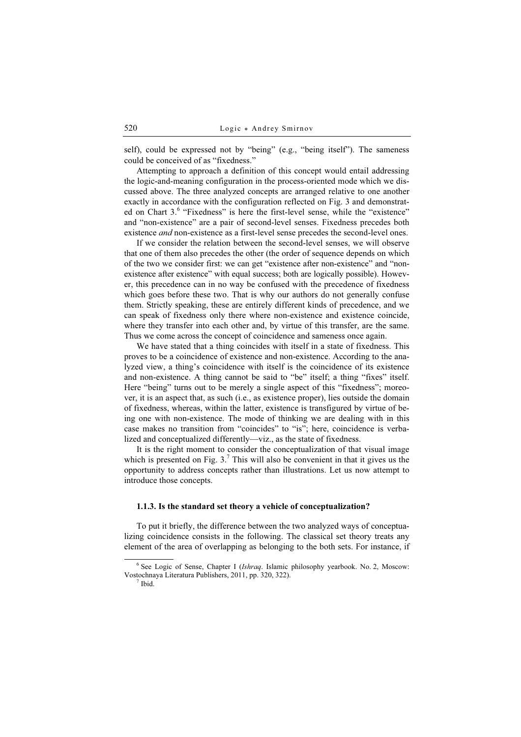self), could be expressed not by "being" (e.g., "being itself"). The sameness could be conceived of as "fixedness."

Attempting to approach a definition of this concept would entail addressing the logic-and-meaning configuration in the process-oriented mode which we discussed above. The three analyzed concepts are arranged relative to one another exactly in accordance with the configuration reflected on Fig. 3 and demonstrated on Chart 3.[6] "Fixedness" is here the first-level sense, while the "existence" and "non-existence" are a pair of second-level senses. Fixedness precedes both existence *and* non-existence as a first-level sense precedes the second-level ones.

If we consider the relation between the second-level senses, we will observe that one of them also precedes the other (the order of sequence depends on which of the two we consider first: we can get "existence after non-existence" and "non-existence after existence" with equal success; both are logically possible). However, this precedence can in no way be confused with the precedence of fixedness which goes before these two. That is why our authors do not generally confuse them. Strictly speaking, these are entirely different kinds of precedence, and we can speak of fixedness only there where non-existence and existence coincide, where they transfer into each other and, by virtue of this transfer, are the same. Thus we come across the concept of coincidence and sameness once again.

We have stated that a thing coincides with itself in a state of fixedness. This proves to be a coincidence of existence and non-existence. According to the analyzed view, a thing's coincidence with itself is the coincidence of its existence and non-existence. A thing cannot be said to "be" itself; a thing "fixes" itself. Here "being" turns out to be merely a single aspect of this "fixedness"; moreover, it is an aspect that, as such (i.e., as existence proper), lies outside the domain of fixedness, whereas, within the latter, existence is transfigured by virtue of being one with non-existence. The mode of thinking we are dealing with in this case makes no transition from "coincides" to "is"; here, coincidence is verbalized and conceptualized differently—viz., as the state of fixedness.

It is the right moment to consider the conceptualization of that visual image which is presented on Fig. 3.[7] This will also be convenient in that it gives us the opportunity to address concepts rather than illustrations. Let us now attempt to introduce those concepts.

### 1.1.3. Is the standard set theory a vehicle of conceptualization?

To put it briefly, the difference between the two analyzed ways of conceptualizing coincidence consists in the following. The classical set theory treats any element of the area of overlapping as belonging to the both sets. For instance, if

---

[6] See Logic of Sense, Chapter I (*Ishraq*. Islamic philosophy yearbook. No. 2, Moscow: Vostochnaya Literatura Publishers, 2011, pp. 320, 322).

[7] Ibid.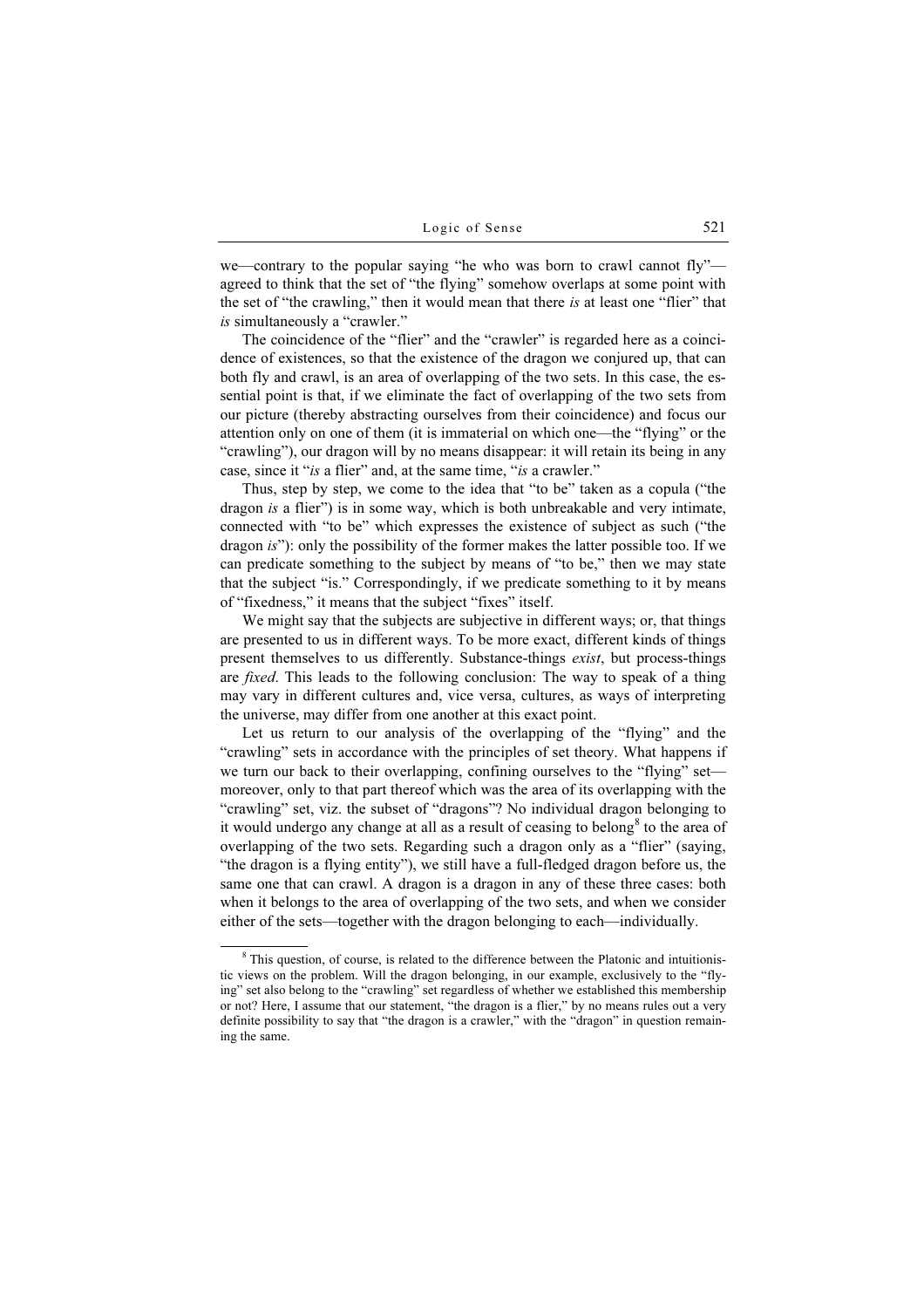we—contrary to the popular saying "he who was born to crawl cannot fly"—agreed to think that the set of "the flying" somehow overlaps at some point with the set of "the crawling," then it would mean that there *is* at least one "flier" that *is* simultaneously a "crawler."

The coincidence of the "flier" and the "crawler" is regarded here as a coincidence of existences, so that the existence of the dragon we conjured up, that can both fly and crawl, is an area of overlapping of the two sets. In this case, the essential point is that, if we eliminate the fact of overlapping of the two sets from our picture (thereby abstracting ourselves from their coincidence) and focus our attention only on one of them (it is immaterial on which one—the "flying" or the "crawling"), our dragon will by no means disappear: it will retain its being in any case, since it "*is* a flier" and, at the same time, "*is* a crawler."

Thus, step by step, we come to the idea that "to be" taken as a copula ("the dragon *is* a flier") is in some way, which is both unbreakable and very intimate, connected with "to be" which expresses the existence of subject as such ("the dragon *is*"): only the possibility of the former makes the latter possible too. If we can predicate something to the subject by means of "to be," then we may state that the subject "is." Correspondingly, if we predicate something to it by means of "fixedness," it means that the subject "fixes" itself.

We might say that the subjects are subjective in different ways; or, that things are presented to us in different ways. To be more exact, different kinds of things present themselves to us differently. Substance-things *exist*, but process-things are *fixed*. This leads to the following conclusion: The way to speak of a thing may vary in different cultures and, vice versa, cultures, as ways of interpreting the universe, may differ from one another at this exact point.

Let us return to our analysis of the overlapping of the "flying" and the "crawling" sets in accordance with the principles of set theory. What happens if we turn our back to their overlapping, confining ourselves to the "flying" set—moreover, only to that part thereof which was the area of its overlapping with the "crawling" set, viz. the subset of "dragons"? No individual dragon belonging to it would undergo any change at all as a result of ceasing to belong[8] to the area of overlapping of the two sets. Regarding such a dragon only as a "flier" (saying, "the dragon is a flying entity"), we still have a full-fledged dragon before us, the same one that can crawl. A dragon is a dragon in any of these three cases: both when it belongs to the area of overlapping of the two sets, and when we consider either of the sets—together with the dragon belonging to each—individually.

[8] This question, of course, is related to the difference between the Platonic and intuitionistic views on the problem. Will the dragon belonging, in our example, exclusively to the "flying" set also belong to the "crawling" set regardless of whether we established this membership or not? Here, I assume that our statement, "the dragon is a flier," by no means rules out a very definite possibility to say that "the dragon is a crawler," with the "dragon" in question remaining the same.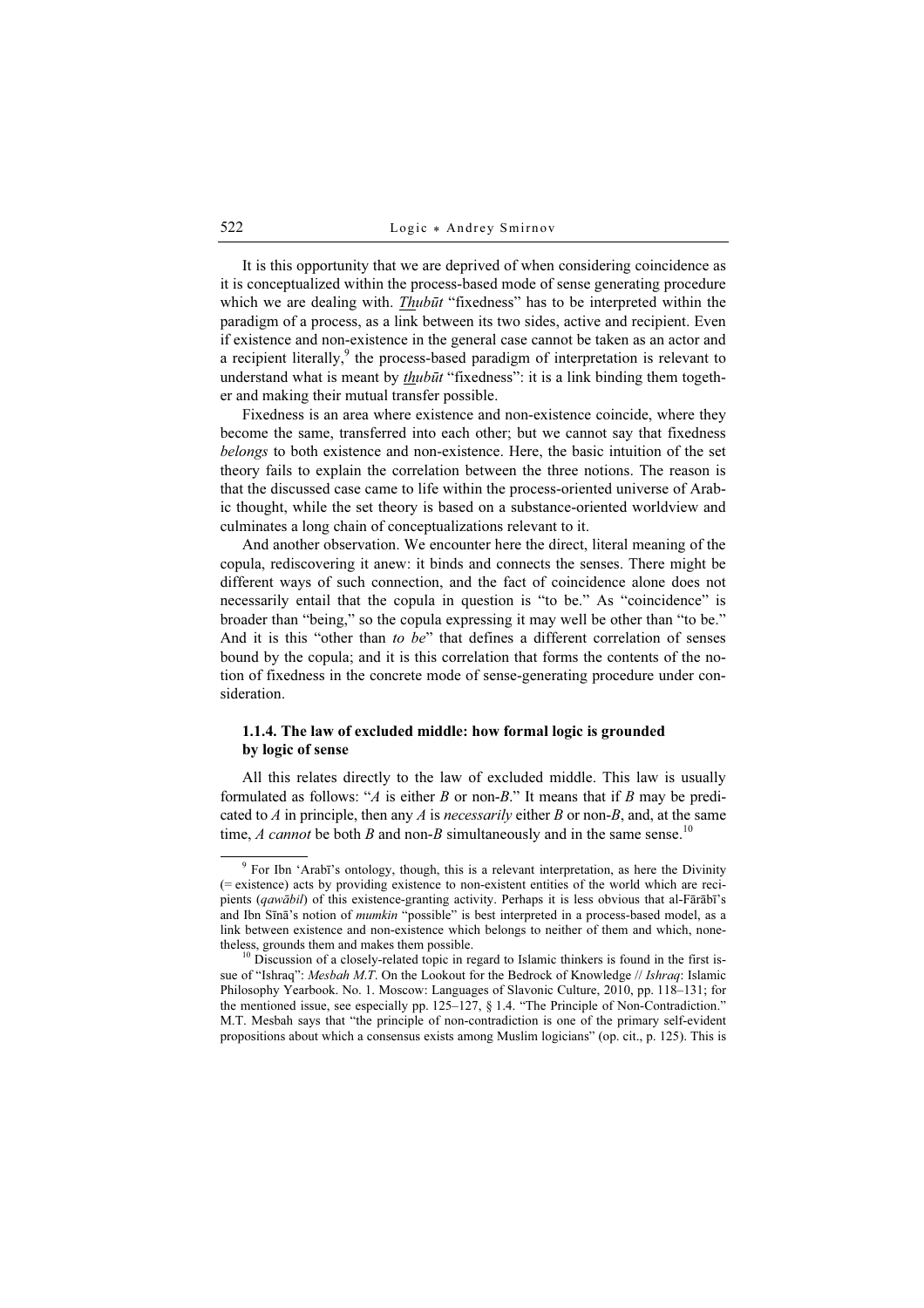It is this opportunity that we are deprived of when considering coincidence as it is conceptualized within the process-based mode of sense generating procedure which we are dealing with. ***Th*ubūt** "fixedness" has to be interpreted within the paradigm of a process, as a link between its two sides, active and recipient. Even if existence and non-existence in the general case cannot be taken as an actor and a recipient literally,[9] the process-based paradigm of interpretation is relevant to understand what is meant by ***th*ubūt** "fixedness": it is a link binding them together and making their mutual transfer possible.

Fixedness is an area where existence and non-existence coincide, where they become the same, transferred into each other; but we cannot say that fixedness *belongs* to both existence and non-existence. Here, the basic intuition of the set theory fails to explain the correlation between the three notions. The reason is that the discussed case came to life within the process-oriented universe of Arabic thought, while the set theory is based on a substance-oriented worldview and culminates a long chain of conceptualizations relevant to it.

And another observation. We encounter here the direct, literal meaning of the copula, rediscovering it anew: it binds and connects the senses. There might be different ways of such connection, and the fact of coincidence alone does not necessarily entail that the copula in question is "to be." As "coincidence" is broader than "being," so the copula expressing it may well be other than "to be." And it is this "other than *to be*" that defines a different correlation of senses bound by the copula; and it is this correlation that forms the contents of the notion of fixedness in the concrete mode of sense-generating procedure under consideration.

#### 1.1.4. The law of excluded middle: how formal logic is grounded by logic of sense

All this relates directly to the law of excluded middle. This law is usually formulated as follows: "*A* is either *B* or non-*B*." It means that if *B* may be predicated to *A* in principle, then any *A* is *necessarily* either *B* or non-*B*, and, at the same time, *A cannot* be both *B* and non-*B* simultaneously and in the same sense.[10]

---

[9] For Ibn ʻArabī's ontology, though, this is a relevant interpretation, as here the Divinity (= existence) acts by providing existence to non-existent entities of the world which are recipients (*qawābil*) of this existence-granting activity. Perhaps it is less obvious that al-Fārābī's and Ibn Sīnā's notion of *mumkin* "possible" is best interpreted in a process-based model, as a link between existence and non-existence which belongs to neither of them and which, nonetheless, grounds them and makes them possible.

[10] Discussion of a closely-related topic in regard to Islamic thinkers is found in the first issue of "Ishraq": *Mesbah M.T*. On the Lookout for the Bedrock of Knowledge // *Ishraq*: Islamic Philosophy Yearbook. No. 1. Moscow: Languages of Slavonic Culture, 2010, pp. 118–131; for the mentioned issue, see especially pp. 125–127, § 1.4. "The Principle of Non-Contradiction." M.T. Mesbah says that "the principle of non-contradiction is one of the primary self-evident propositions about which a consensus exists among Muslim logicians" (op. cit., p. 125). This is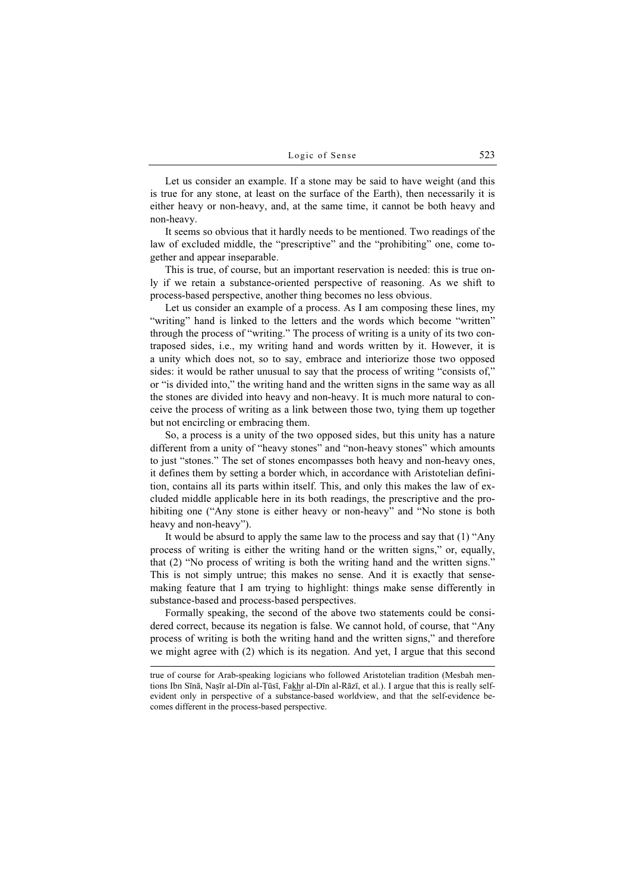Let us consider an example. If a stone may be said to have weight (and this is true for any stone, at least on the surface of the Earth), then necessarily it is either heavy or non-heavy, and, at the same time, it cannot be both heavy and non-heavy.

It seems so obvious that it hardly needs to be mentioned. Two readings of the law of excluded middle, the "prescriptive" and the "prohibiting" one, come together and appear inseparable.

This is true, of course, but an important reservation is needed: this is true only if we retain a substance-oriented perspective of reasoning. As we shift to process-based perspective, another thing becomes no less obvious.

Let us consider an example of a process. As I am composing these lines, my "writing" hand is linked to the letters and the words which become "written" through the process of "writing." The process of writing is a unity of its two contraposed sides, i.e., my writing hand and words written by it. However, it is a unity which does not, so to say, embrace and interiorize those two opposed sides: it would be rather unusual to say that the process of writing "consists of," or "is divided into," the writing hand and the written signs in the same way as all the stones are divided into heavy and non-heavy. It is much more natural to conceive the process of writing as a link between those two, tying them up together but not encircling or embracing them.

So, a process is a unity of the two opposed sides, but this unity has a nature different from a unity of "heavy stones" and "non-heavy stones" which amounts to just "stones." The set of stones encompasses both heavy and non-heavy ones, it defines them by setting a border which, in accordance with Aristotelian definition, contains all its parts within itself. This, and only this makes the law of excluded middle applicable here in its both readings, the prescriptive and the prohibiting one ("Any stone is either heavy or non-heavy" and "No stone is both heavy and non-heavy").

It would be absurd to apply the same law to the process and say that (1) "Any process of writing is either the writing hand or the written signs," or, equally, that (2) "No process of writing is both the writing hand and the written signs." This is not simply untrue; this makes no sense. And it is exactly that sense-making feature that I am trying to highlight: things make sense differently in substance-based and process-based perspectives.

Formally speaking, the second of the above two statements could be considered correct, because its negation is false. We cannot hold, of course, that "Any process of writing is both the writing hand and the written signs," and therefore we might agree with (2) which is its negation. And yet, I argue that this second

---

true of course for Arab-speaking logicians who followed Aristotelian tradition (Mesbah mentions Ibn Sīnā, Naṣīr al-Dīn al-Ṭūsī, Fakhr al-Dīn al-Rāzī, et al.). I argue that this is really self-evident only in perspective of a substance-based worldview, and that the self-evidence becomes different in the process-based perspective.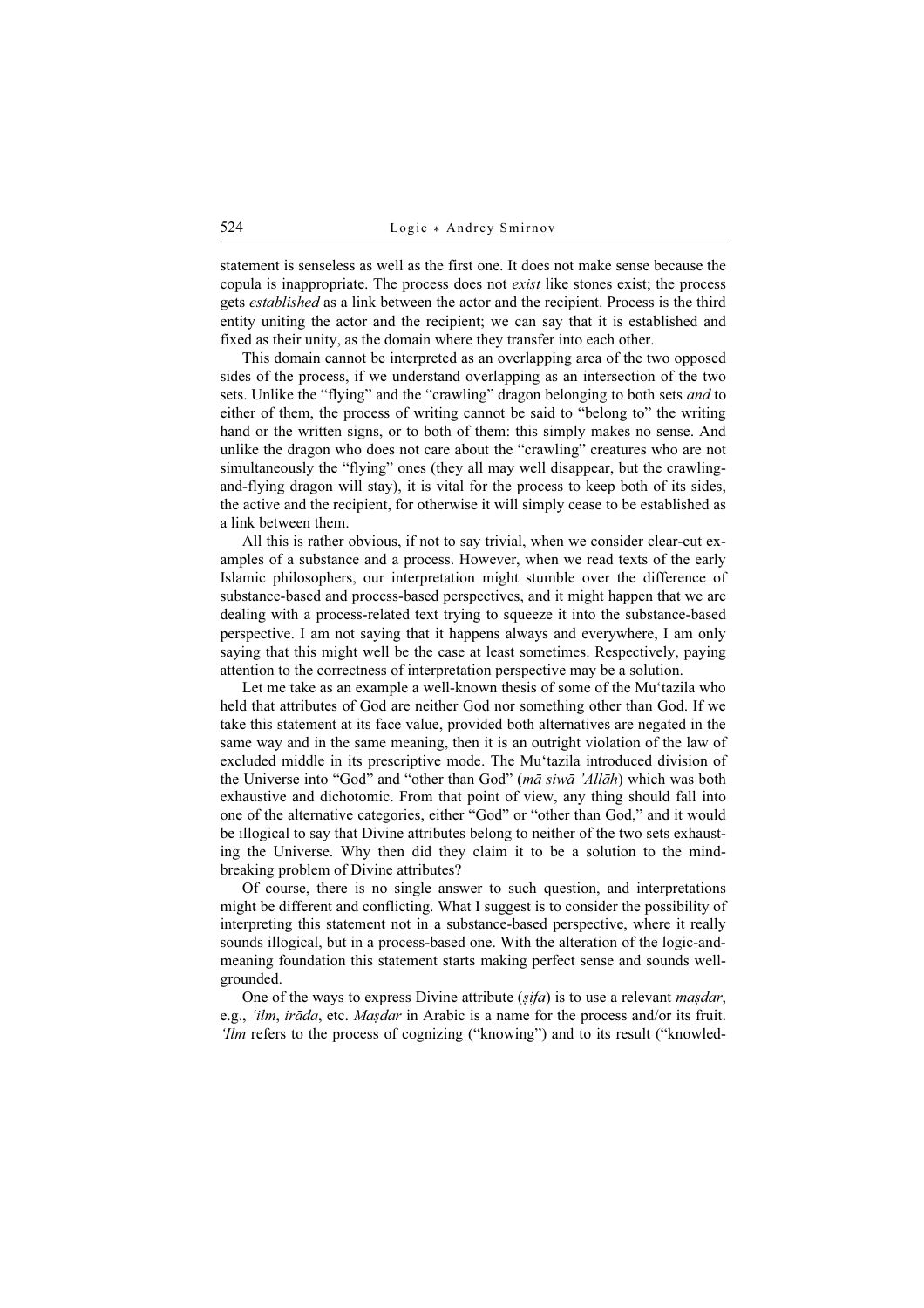statement is senseless as well as the first one. It does not make sense because the copula is inappropriate. The process does not *exist* like stones exist; the process gets *established* as a link between the actor and the recipient. Process is the third entity uniting the actor and the recipient; we can say that it is established and fixed as their unity, as the domain where they transfer into each other.

This domain cannot be interpreted as an overlapping area of the two opposed sides of the process, if we understand overlapping as an intersection of the two sets. Unlike the "flying" and the "crawling" dragon belonging to both sets *and* to either of them, the process of writing cannot be said to "belong to" the writing hand or the written signs, or to both of them: this simply makes no sense. And unlike the dragon who does not care about the "crawling" creatures who are not simultaneously the "flying" ones (they all may well disappear, but the crawling-and-flying dragon will stay), it is vital for the process to keep both of its sides, the active and the recipient, for otherwise it will simply cease to be established as a link between them.

All this is rather obvious, if not to say trivial, when we consider clear-cut examples of a substance and a process. However, when we read texts of the early Islamic philosophers, our interpretation might stumble over the difference of substance-based and process-based perspectives, and it might happen that we are dealing with a process-related text trying to squeeze it into the substance-based perspective. I am not saying that it happens always and everywhere, I am only saying that this might well be the case at least sometimes. Respectively, paying attention to the correctness of interpretation perspective may be a solution.

Let me take as an example a well-known thesis of some of the Mu'tazila who held that attributes of God are neither God nor something other than God. If we take this statement at its face value, provided both alternatives are negated in the same way and in the same meaning, then it is an outright violation of the law of excluded middle in its prescriptive mode. The Mu'tazila introduced division of the Universe into "God" and "other than God" (*mā siwā 'Allāh*) which was both exhaustive and dichotomic. From that point of view, any thing should fall into one of the alternative categories, either "God" or "other than God," and it would be illogical to say that Divine attributes belong to neither of the two sets exhausting the Universe. Why then did they claim it to be a solution to the mind-breaking problem of Divine attributes?

Of course, there is no single answer to such question, and interpretations might be different and conflicting. What I suggest is to consider the possibility of interpreting this statement not in a substance-based perspective, where it really sounds illogical, but in a process-based one. With the alteration of the logic-and-meaning foundation this statement starts making perfect sense and sounds well-grounded.

One of the ways to express Divine attribute (*ṣifa*) is to use a relevant *maṣdar*, e.g., *'ilm*, *irāda*, etc. *Maṣdar* in Arabic is a name for the process and/or its fruit. *'Ilm* refers to the process of cognizing ("knowing") and to its result ("knowled-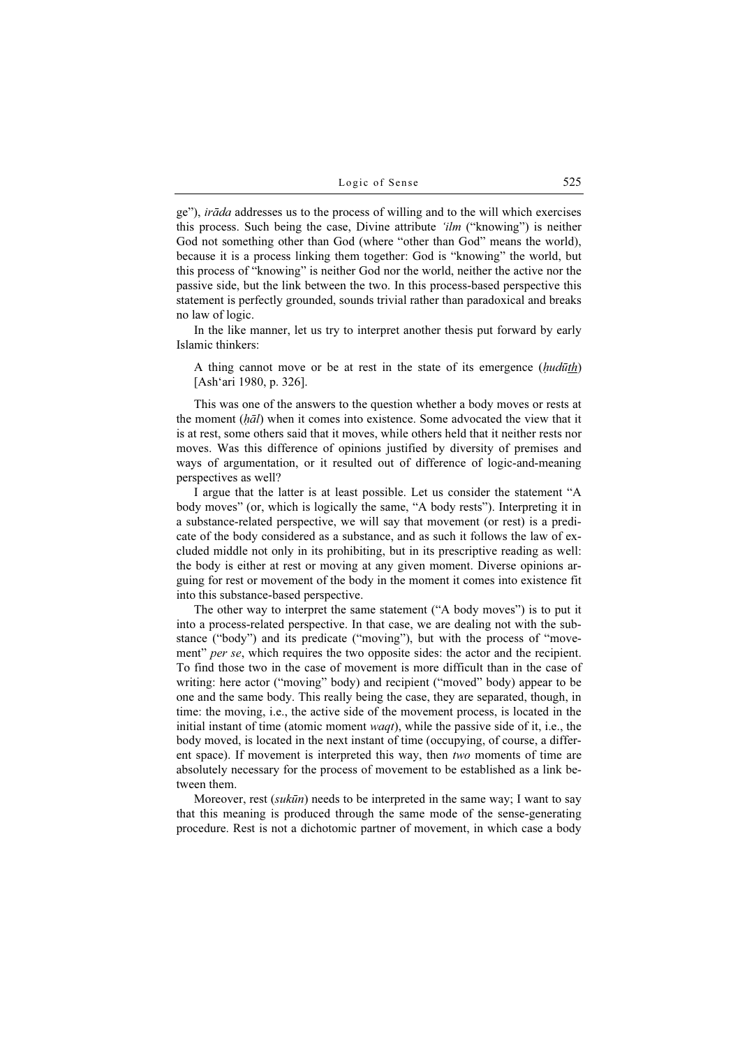ge"), *irāda* addresses us to the process of willing and to the will which exercises this process. Such being the case, Divine attribute *'ilm* ("knowing") is neither God not something other than God (where "other than God" means the world), because it is a process linking them together: God is "knowing" the world, but this process of "knowing" is neither God nor the world, neither the active nor the passive side, but the link between the two. In this process-based perspective this statement is perfectly grounded, sounds trivial rather than paradoxical and breaks no law of logic.

In the like manner, let us try to interpret another thesis put forward by early Islamic thinkers:

> A thing cannot move or be at rest in the state of its emergence (*ḥudūth*) [Ash'ari 1980, p. 326].

This was one of the answers to the question whether a body moves or rests at the moment (*ḥāl*) when it comes into existence. Some advocated the view that it is at rest, some others said that it moves, while others held that it neither rests nor moves. Was this difference of opinions justified by diversity of premises and ways of argumentation, or it resulted out of difference of logic-and-meaning perspectives as well?

I argue that the latter is at least possible. Let us consider the statement "A body moves" (or, which is logically the same, "A body rests"). Interpreting it in a substance-related perspective, we will say that movement (or rest) is a predicate of the body considered as a substance, and as such it follows the law of excluded middle not only in its prohibiting, but in its prescriptive reading as well: the body is either at rest or moving at any given moment. Diverse opinions arguing for rest or movement of the body in the moment it comes into existence fit into this substance-based perspective.

The other way to interpret the same statement ("A body moves") is to put it into a process-related perspective. In that case, we are dealing not with the substance ("body") and its predicate ("moving"), but with the process of "movement" *per se*, which requires the two opposite sides: the actor and the recipient. To find those two in the case of movement is more difficult than in the case of writing: here actor ("moving" body) and recipient ("moved" body) appear to be one and the same body. This really being the case, they are separated, though, in time: the moving, i.e., the active side of the movement process, is located in the initial instant of time (atomic moment *waqt*), while the passive side of it, i.e., the body moved, is located in the next instant of time (occupying, of course, a different space). If movement is interpreted this way, then *two* moments of time are absolutely necessary for the process of movement to be established as a link between them.

Moreover, rest (*sukūn*) needs to be interpreted in the same way; I want to say that this meaning is produced through the same mode of the sense-generating procedure. Rest is not a dichotomic partner of movement, in which case a body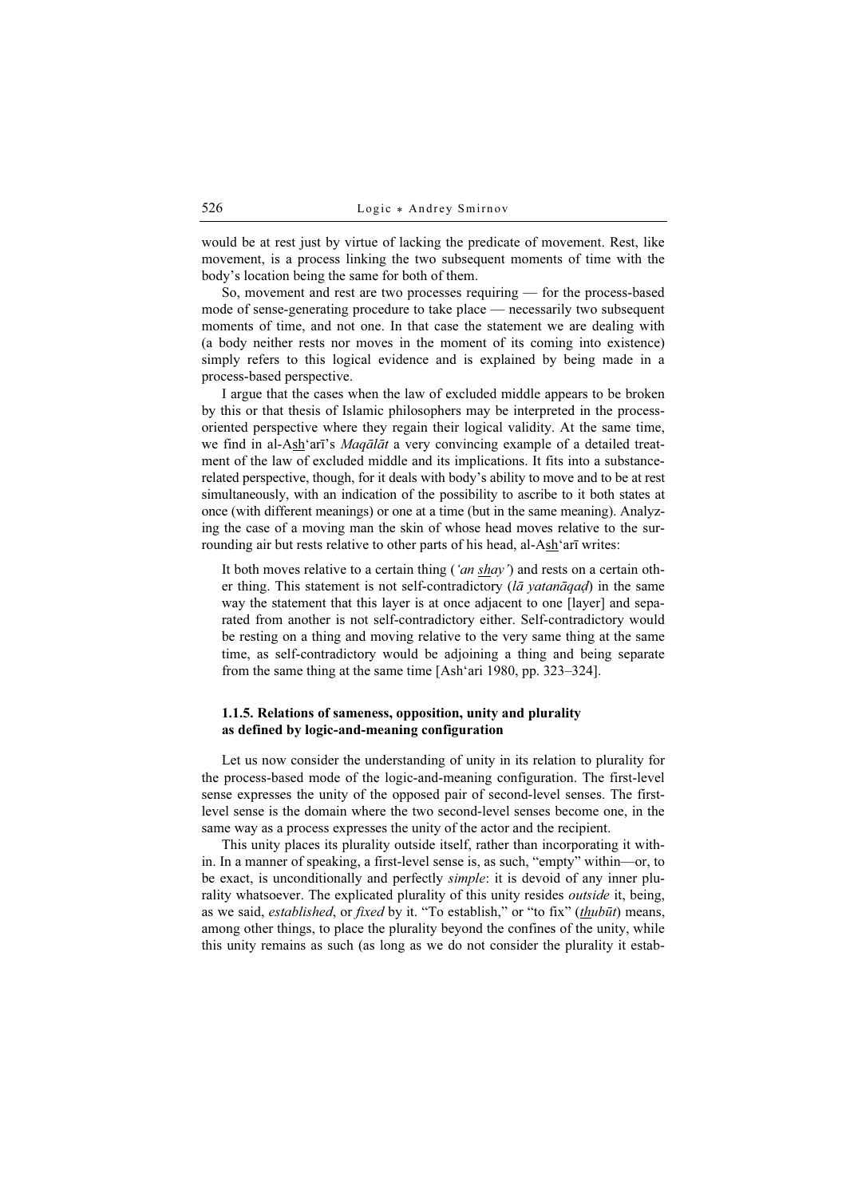would be at rest just by virtue of lacking the predicate of movement. Rest, like movement, is a process linking the two subsequent moments of time with the body's location being the same for both of them.

So, movement and rest are two processes requiring — for the process-based mode of sense-generating procedure to take place — necessarily two subsequent moments of time, and not one. In that case the statement we are dealing with (a body neither rests nor moves in the moment of its coming into existence) simply refers to this logical evidence and is explained by being made in a process-based perspective.

I argue that the cases when the law of excluded middle appears to be broken by this or that thesis of Islamic philosophers may be interpreted in the process-oriented perspective where they regain their logical validity. At the same time, we find in al-A<u>sh</u>ʻarī's *Maqālāt* a very convincing example of a detailed treatment of the law of excluded middle and its implications. It fits into a substance-related perspective, though, for it deals with body's ability to move and to be at rest simultaneously, with an indication of the possibility to ascribe to it both states at once (with different meanings) or one at a time (but in the same meaning). Analyzing the case of a moving man the skin of whose head moves relative to the surrounding air but rests relative to other parts of his head, al-A<u>sh</u>ʻarī writes:

> It both moves relative to a certain thing (*ʻan <u>sh</u>ay'*) and rests on a certain other thing. This statement is not self-contradictory (*lā yatanāqaḍ*) in the same way the statement that this layer is at once adjacent to one [layer] and separated from another is not self-contradictory either. Self-contradictory would be resting on a thing and moving relative to the very same thing at the same time, as self-contradictory would be adjoining a thing and being separate from the same thing at the same time [Ash'ari 1980, pp. 323–324].

#### 1.1.5. Relations of sameness, opposition, unity and plurality as defined by logic-and-meaning configuration

Let us now consider the understanding of unity in its relation to plurality for the process-based mode of the logic-and-meaning configuration. The first-level sense expresses the unity of the opposed pair of second-level senses. The first-level sense is the domain where the two second-level senses become one, in the same way as a process expresses the unity of the actor and the recipient.

This unity places its plurality outside itself, rather than incorporating it within. In a manner of speaking, a first-level sense is, as such, "empty" within—or, to be exact, is unconditionally and perfectly *simple*: it is devoid of any inner plurality whatsoever. The explicated plurality of this unity resides *outside* it, being, as we said, *established*, or *fixed* by it. "To establish," or "to fix" (*<u>th</u>ubūt*) means, among other things, to place the plurality beyond the confines of the unity, while this unity remains as such (as long as we do not consider the plurality it estab-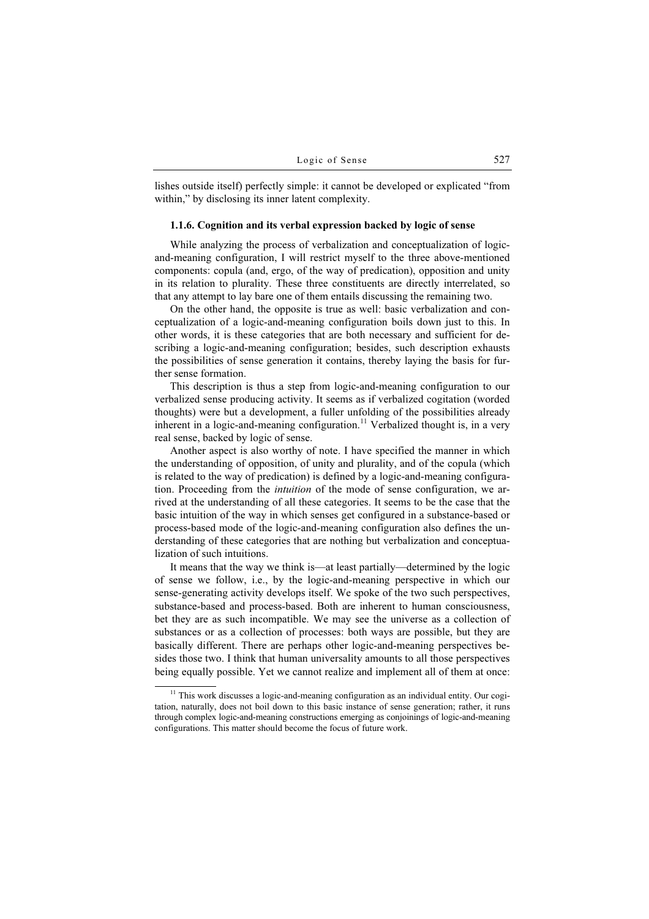lishes outside itself) perfectly simple: it cannot be developed or explicated "from within," by disclosing its inner latent complexity.

### 1.1.6. Cognition and its verbal expression backed by logic of sense

While analyzing the process of verbalization and conceptualization of logic-and-meaning configuration, I will restrict myself to the three above-mentioned components: copula (and, ergo, of the way of predication), opposition and unity in its relation to plurality. These three constituents are directly interrelated, so that any attempt to lay bare one of them entails discussing the remaining two.

On the other hand, the opposite is true as well: basic verbalization and conceptualization of a logic-and-meaning configuration boils down just to this. In other words, it is these categories that are both necessary and sufficient for describing a logic-and-meaning configuration; besides, such description exhausts the possibilities of sense generation it contains, thereby laying the basis for further sense formation.

This description is thus a step from logic-and-meaning configuration to our verbalized sense producing activity. It seems as if verbalized cogitation (worded thoughts) were but a development, a fuller unfolding of the possibilities already inherent in a logic-and-meaning configuration.[11] Verbalized thought is, in a very real sense, backed by logic of sense.

Another aspect is also worthy of note. I have specified the manner in which the understanding of opposition, of unity and plurality, and of the copula (which is related to the way of predication) is defined by a logic-and-meaning configuration. Proceeding from the *intuition* of the mode of sense configuration, we arrived at the understanding of all these categories. It seems to be the case that the basic intuition of the way in which senses get configured in a substance-based or process-based mode of the logic-and-meaning configuration also defines the understanding of these categories that are nothing but verbalization and conceptualization of such intuitions.

It means that the way we think is—at least partially—determined by the logic of sense we follow, i.e., by the logic-and-meaning perspective in which our sense-generating activity develops itself. We spoke of the two such perspectives, substance-based and process-based. Both are inherent to human consciousness, bet they are as such incompatible. We may see the universe as a collection of substances or as a collection of processes: both ways are possible, but they are basically different. There are perhaps other logic-and-meaning perspectives besides those two. I think that human universality amounts to all those perspectives being equally possible. Yet we cannot realize and implement all of them at once:

[11] This work discusses a logic-and-meaning configuration as an individual entity. Our cogitation, naturally, does not boil down to this basic instance of sense generation; rather, it runs through complex logic-and-meaning constructions emerging as conjoinings of logic-and-meaning configurations. This matter should become the focus of future work.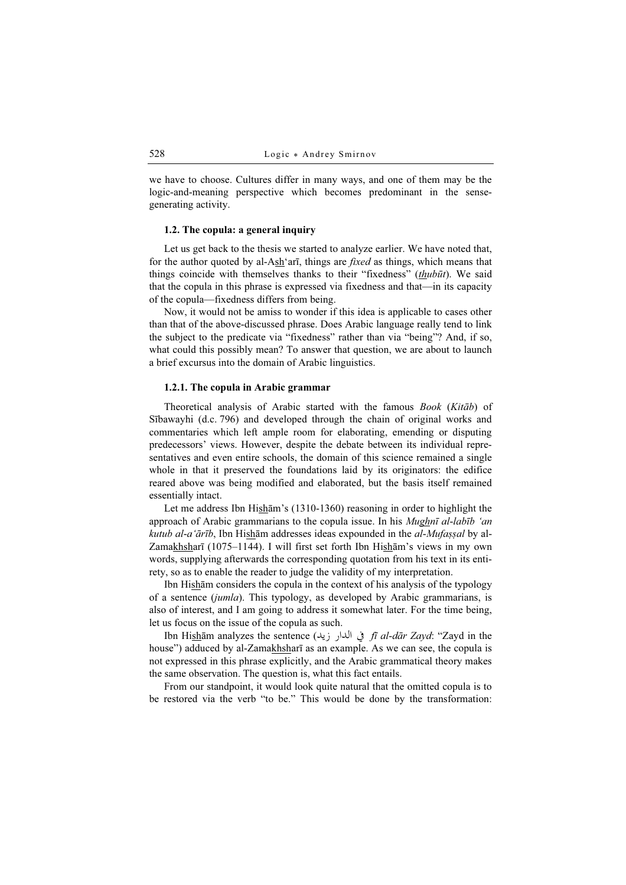we have to choose. Cultures differ in many ways, and one of them may be the logic-and-meaning perspective which becomes predominant in the sense-generating activity.

### 1.2. The copula: a general inquiry

Let us get back to the thesis we started to analyze earlier. We have noted that, for the author quoted by al-Ash‘arī, things are *fixed* as things, which means that things coincide with themselves thanks to their “fixedness” (*thubūt*). We said that the copula in this phrase is expressed via fixedness and that—in its capacity of the copula—fixedness differs from being.

Now, it would not be amiss to wonder if this idea is applicable to cases other than that of the above-discussed phrase. Does Arabic language really tend to link the subject to the predicate via “fixedness” rather than via “being”? And, if so, what could this possibly mean? To answer that question, we are about to launch a brief excursus into the domain of Arabic linguistics.

#### 1.2.1. The copula in Arabic grammar

Theoretical analysis of Arabic started with the famous *Book* (*Kitāb*) of Sībawayhi (d.c. 796) and developed through the chain of original works and commentaries which left ample room for elaborating, emending or disputing predecessors’ views. However, despite the debate between its individual representatives and even entire schools, the domain of this science remained a single whole in that it preserved the foundations laid by its originators: the edifice reared above was being modified and elaborated, but the basis itself remained essentially intact.

Let me address Ibn Hishām’s (1310-1360) reasoning in order to highlight the approach of Arabic grammarians to the copula issue. In his *Mughnī al-labīb ‘an kutub al-a‘ārīb*, Ibn Hishām addresses ideas expounded in the *al-Mufaṣṣal* by al-Zamakhsharī (1075–1144). I will first set forth Ibn Hishām’s views in my own words, supplying afterwards the corresponding quotation from his text in its entirety, so as to enable the reader to judge the validity of my interpretation.

Ibn Hishām considers the copula in the context of his analysis of the typology of a sentence (*jumla*). This typology, as developed by Arabic grammarians, is also of interest, and I am going to address it somewhat later. For the time being, let us focus on the issue of the copula as such.

Ibn Hishām analyzes the sentence (في الدار زيد *fī al-dār Zayd*: “Zayd in the house”) adduced by al-Zamakhsharī as an example. As we can see, the copula is not expressed in this phrase explicitly, and the Arabic grammatical theory makes the same observation. The question is, what this fact entails.

From our standpoint, it would look quite natural that the omitted copula is to be restored via the verb “to be.” This would be done by the transformation: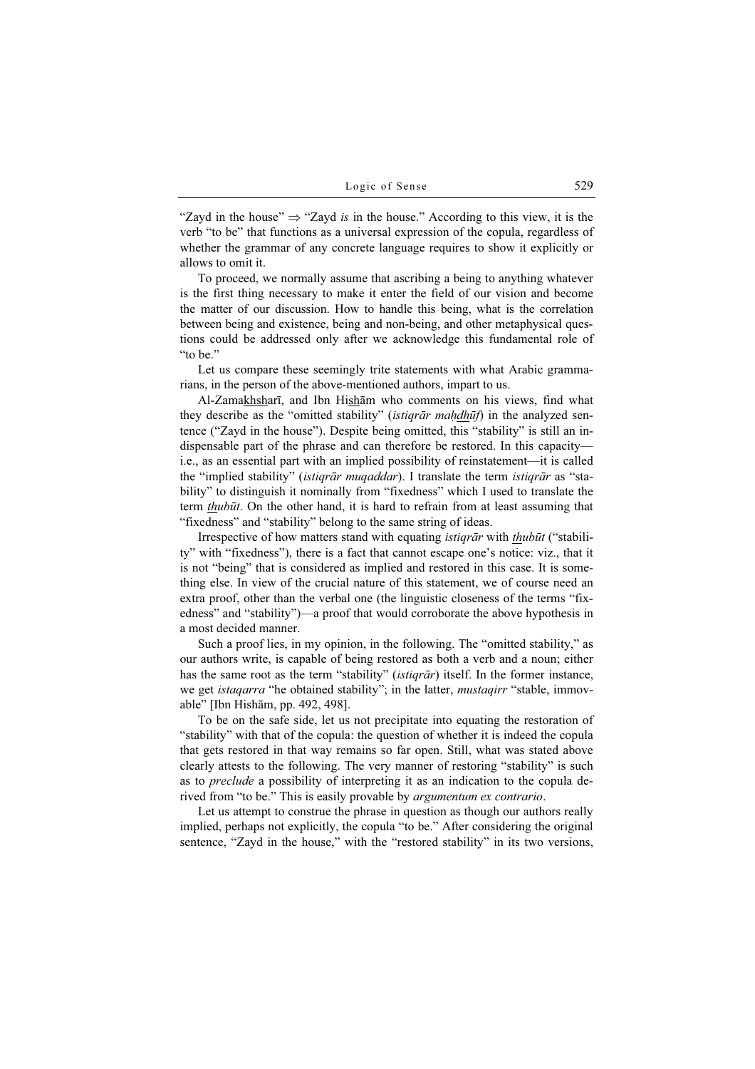"Zayd in the house" $\Rightarrow$ "Zayd *is* in the house." According to this view, it is the verb "to be" that functions as a universal expression of the copula, regardless of whether the grammar of any concrete language requires to show it explicitly or allows to omit it.

To proceed, we normally assume that ascribing a being to anything whatever is the first thing necessary to make it enter the field of our vision and become the matter of our discussion. How to handle this being, what is the correlation between being and existence, being and non-being, and other metaphysical questions could be addressed only after we acknowledge this fundamental role of "to be."

Let us compare these seemingly trite statements with what Arabic grammarians, in the person of the above-mentioned authors, impart to us.

Al-Zamakhsharī, and Ibn Hishām who comments on his views, find what they describe as the "omitted stability" (*istiqrār maḥdhūf*) in the analyzed sentence ("Zayd in the house"). Despite being omitted, this "stability" is still an indispensable part of the phrase and can therefore be restored. In this capacity—i.e., as an essential part with an implied possibility of reinstatement—it is called the "implied stability" (*istiqrār muqaddar*). I translate the term *istiqrār* as "stability" to distinguish it nominally from "fixedness" which I used to translate the term *thubūt*. On the other hand, it is hard to refrain from at least assuming that "fixedness" and "stability" belong to the same string of ideas.

Irrespective of how matters stand with equating *istiqrār* with *thubūt* ("stability" with "fixedness"), there is a fact that cannot escape one's notice: viz., that it is not "being" that is considered as implied and restored in this case. It is something else. In view of the crucial nature of this statement, we of course need an extra proof, other than the verbal one (the linguistic closeness of the terms "fixedness" and "stability")—a proof that would corroborate the above hypothesis in a most decided manner.

Such a proof lies, in my opinion, in the following. The "omitted stability," as our authors write, is capable of being restored as both a verb and a noun; either has the same root as the term "stability" (*istiqrār*) itself. In the former instance, we get *istaqarra* "he obtained stability"; in the latter, *mustaqirr* "stable, immovable" [Ibn Hishām, pp. 492, 498].

To be on the safe side, let us not precipitate into equating the restoration of "stability" with that of the copula: the question of whether it is indeed the copula that gets restored in that way remains so far open. Still, what was stated above clearly attests to the following. The very manner of restoring "stability" is such as to *preclude* a possibility of interpreting it as an indication to the copula derived from "to be." This is easily provable by *argumentum ex contrario*.

Let us attempt to construe the phrase in question as though our authors really implied, perhaps not explicitly, the copula "to be." After considering the original sentence, "Zayd in the house," with the "restored stability" in its two versions,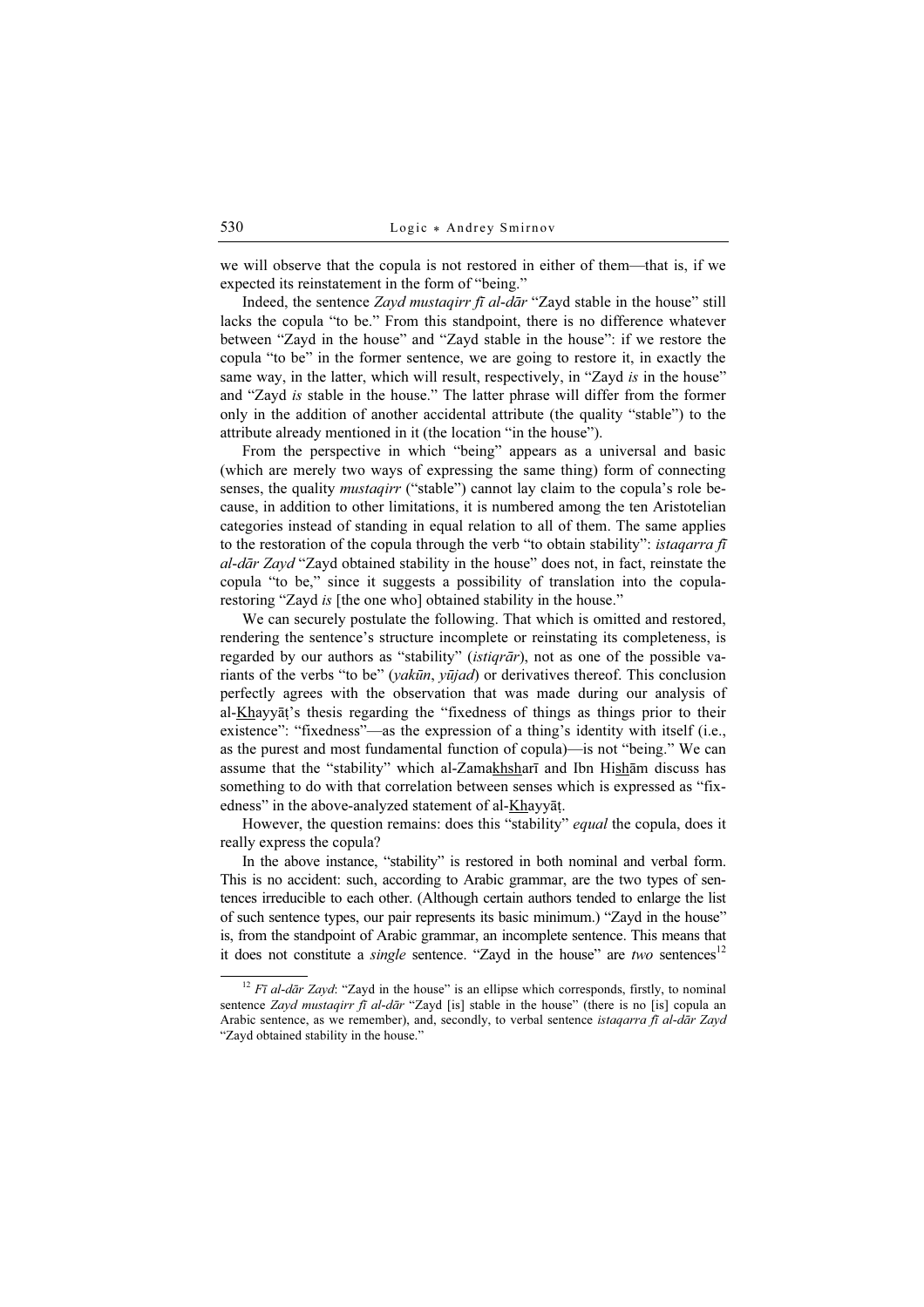we will observe that the copula is not restored in either of them—that is, if we expected its reinstatement in the form of "being."

Indeed, the sentence *Zayd mustaqirr fī al-dār* "Zayd stable in the house" still lacks the copula "to be." From this standpoint, there is no difference whatever between "Zayd in the house" and "Zayd stable in the house": if we restore the copula "to be" in the former sentence, we are going to restore it, in exactly the same way, in the latter, which will result, respectively, in "Zayd *is* in the house" and "Zayd *is* stable in the house." The latter phrase will differ from the former only in the addition of another accidental attribute (the quality "stable") to the attribute already mentioned in it (the location "in the house").

From the perspective in which "being" appears as a universal and basic (which are merely two ways of expressing the same thing) form of connecting senses, the quality *mustaqirr* ("stable") cannot lay claim to the copula's role because, in addition to other limitations, it is numbered among the ten Aristotelian categories instead of standing in equal relation to all of them. The same applies to the restoration of the copula through the verb "to obtain stability": *istaqarra fī al-dār Zayd* "Zayd obtained stability in the house" does not, in fact, reinstate the copula "to be," since it suggests a possibility of translation into the copula-restoring "Zayd *is* [the one who] obtained stability in the house."

We can securely postulate the following. That which is omitted and restored, rendering the sentence's structure incomplete or reinstating its completeness, is regarded by our authors as "stability" (*istiqrār*), not as one of the possible variants of the verbs "to be" (*yakūn*, *yūjad*) or derivatives thereof. This conclusion perfectly agrees with the observation that was made during our analysis of al-Khayyāṭ's thesis regarding the "fixedness of things as things prior to their existence": "fixedness"—as the expression of a thing's identity with itself (i.e., as the purest and most fundamental function of copula)—is not "being." We can assume that the "stability" which al-Zamakhsharī and Ibn Hishām discuss has something to do with that correlation between senses which is expressed as "fixedness" in the above-analyzed statement of al-Khayyāṭ.

However, the question remains: does this "stability" *equal* the copula, does it really express the copula?

In the above instance, "stability" is restored in both nominal and verbal form. This is no accident: such, according to Arabic grammar, are the two types of sentences irreducible to each other. (Although certain authors tended to enlarge the list of such sentence types, our pair represents its basic minimum.) "Zayd in the house" is, from the standpoint of Arabic grammar, an incomplete sentence. This means that it does not constitute a *single* sentence. "Zayd in the house" are *two* sentences[12]

[12] *Fī al-dār Zayd*: "Zayd in the house" is an ellipse which corresponds, firstly, to nominal sentence *Zayd mustaqirr fī al-dār* "Zayd [is] stable in the house" (there is no [is] copula an Arabic sentence, as we remember), and, secondly, to verbal sentence *istaqarra fī al-dār Zayd* "Zayd obtained stability in the house."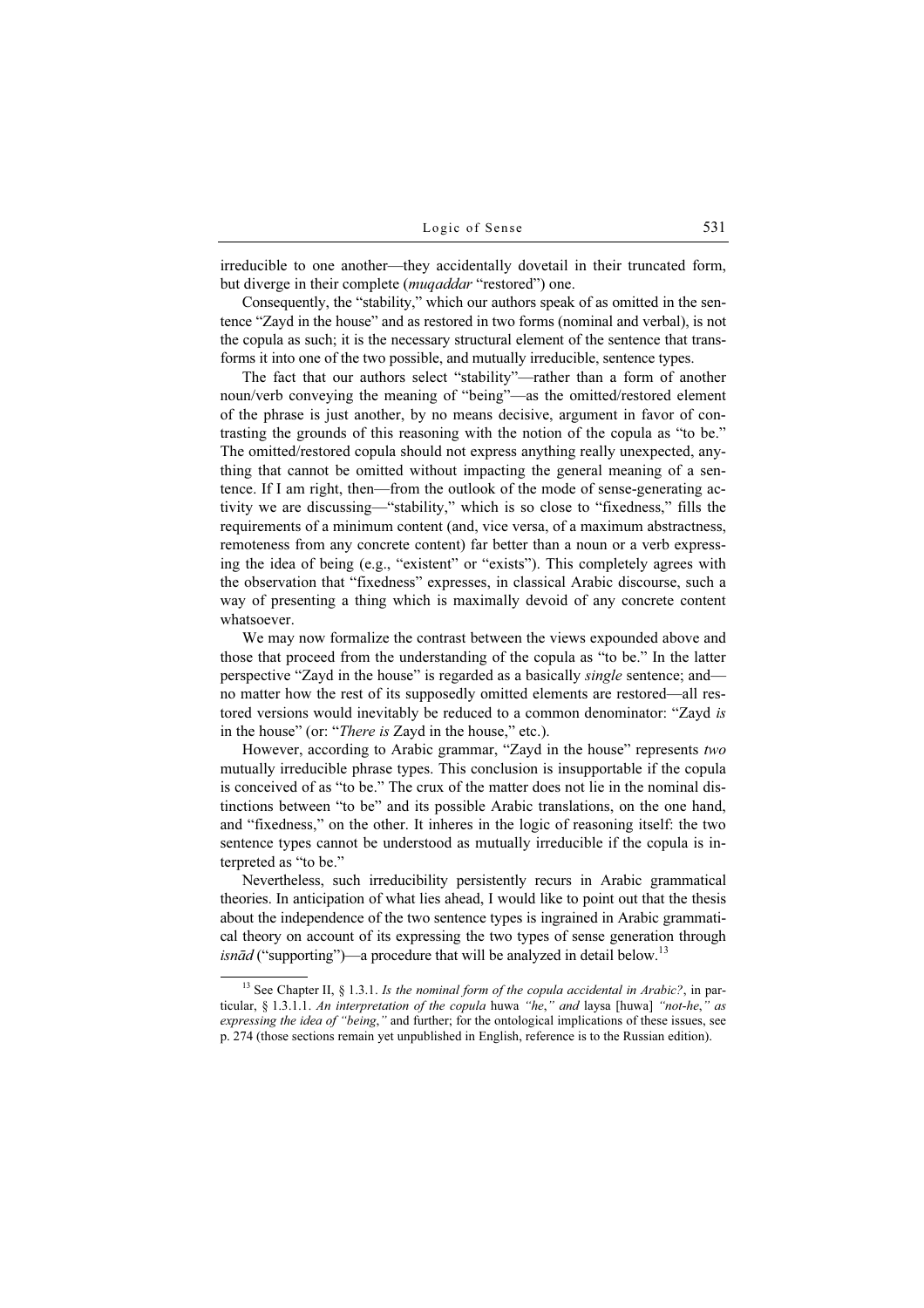irreducible to one another—they accidentally dovetail in their truncated form, but diverge in their complete (*muqaddar* "restored") one.

Consequently, the "stability," which our authors speak of as omitted in the sentence "Zayd in the house" and as restored in two forms (nominal and verbal), is not the copula as such; it is the necessary structural element of the sentence that transforms it into one of the two possible, and mutually irreducible, sentence types.

The fact that our authors select "stability"—rather than a form of another noun/verb conveying the meaning of "being"—as the omitted/restored element of the phrase is just another, by no means decisive, argument in favor of contrasting the grounds of this reasoning with the notion of the copula as "to be." The omitted/restored copula should not express anything really unexpected, anything that cannot be omitted without impacting the general meaning of a sentence. If I am right, then—from the outlook of the mode of sense-generating activity we are discussing—"stability," which is so close to "fixedness," fills the requirements of a minimum content (and, vice versa, of a maximum abstractness, remoteness from any concrete content) far better than a noun or a verb expressing the idea of being (e.g., "existent" or "exists"). This completely agrees with the observation that "fixedness" expresses, in classical Arabic discourse, such a way of presenting a thing which is maximally devoid of any concrete content whatsoever.

We may now formalize the contrast between the views expounded above and those that proceed from the understanding of the copula as "to be." In the latter perspective "Zayd in the house" is regarded as a basically *single* sentence; and—no matter how the rest of its supposedly omitted elements are restored—all restored versions would inevitably be reduced to a common denominator: "Zayd *is* in the house" (or: "*There is* Zayd in the house," etc.).

However, according to Arabic grammar, "Zayd in the house" represents *two* mutually irreducible phrase types. This conclusion is insupportable if the copula is conceived of as "to be." The crux of the matter does not lie in the nominal distinctions between "to be" and its possible Arabic translations, on the one hand, and "fixedness," on the other. It inheres in the logic of reasoning itself: the two sentence types cannot be understood as mutually irreducible if the copula is interpreted as "to be."

Nevertheless, such irreducibility persistently recurs in Arabic grammatical theories. In anticipation of what lies ahead, I would like to point out that the thesis about the independence of the two sentence types is ingrained in Arabic grammatical theory on account of its expressing the two types of sense generation through *isnād* ("supporting")—a procedure that will be analyzed in detail below.[13]

[13] See Chapter II, § 1.3.1. *Is the nominal form of the copula accidental in Arabic?*, in particular, § 1.3.1.1. *An interpretation of the copula* huwa *"he," and* laysa [huwa] *"not-he," as expressing the idea of "being,"* and further; for the ontological implications of these issues, see p. 274 (those sections remain yet unpublished in English, reference is to the Russian edition).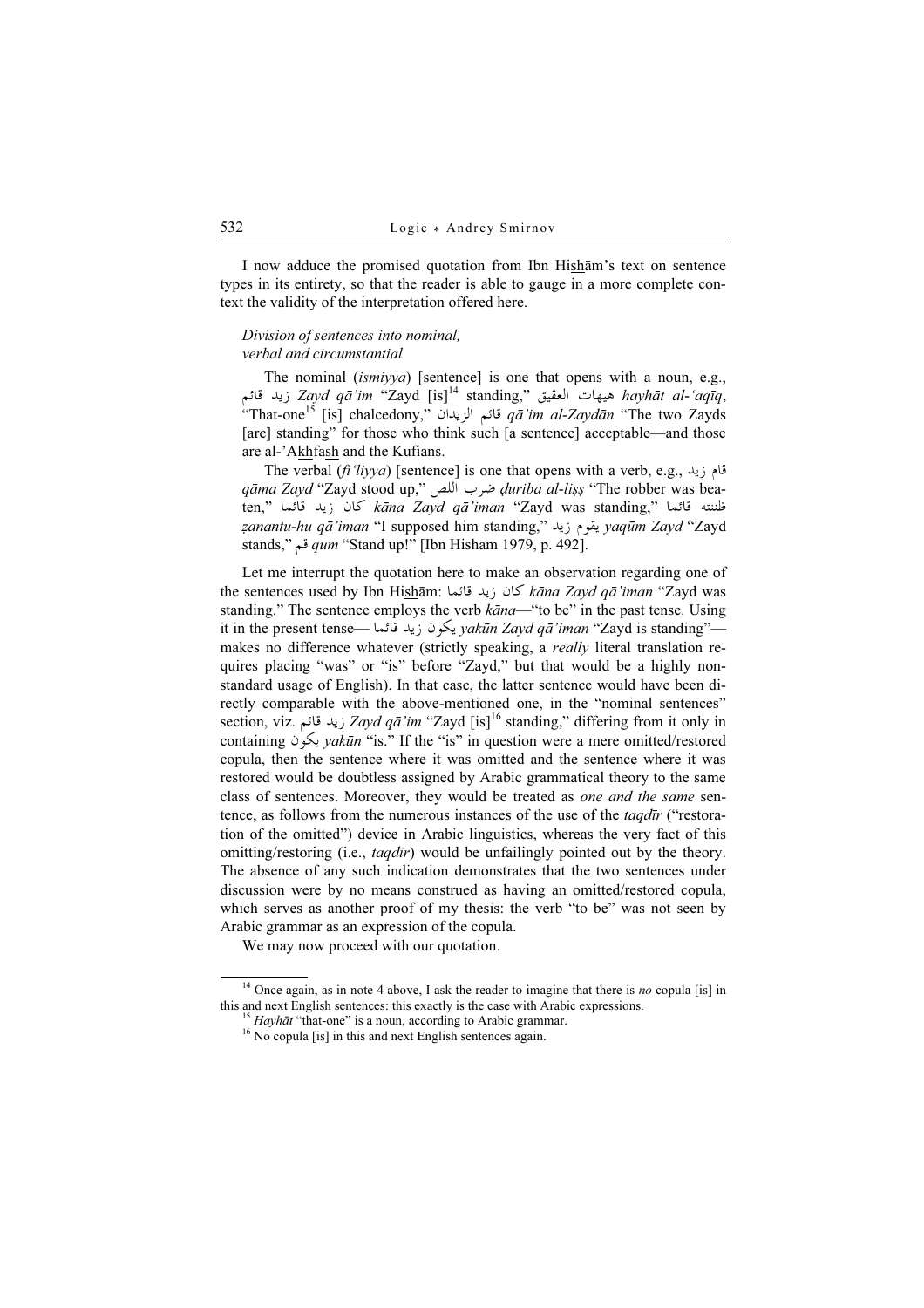I now adduce the promised quotation from Ibn Hi<u>sh</u>ām's text on sentence types in its entirety, so that the reader is able to gauge in a more complete context the validity of the interpretation offered here.

*Division of sentences into nominal, verbal and circumstantial*

The nominal (*ismiyya*) [sentence] is one that opens with a noun, e.g., زيد قائم *Zayd qā'im* "Zayd [is][14] standing," هيهات العقيق *hayhāt al-'aqīq*, "That-one[15] [is] chalcedony," قائم الزيدان *qā'im al-Zaydān* "The two Zayds [are] standing" for those who think such [a sentence] acceptable—and those are al-'A<u>kh</u>fa<u>sh</u> and the Kufians.

The verbal (*fi'liyya*) [sentence] is one that opens with a verb, e.g., قام زيد *qāma Zayd* "Zayd stood up," ضرب اللص *ḍuriba al-liṣṣ* "The robber was beaten," كان زيد قائما *kāna Zayd qā'iman* "Zayd was standing," ظننته قائما *ẓanantu-hu qā'iman* "I supposed him standing," يقوم زيد *yaqūm Zayd* "Zayd stands," قم *qum* "Stand up!" [Ibn Hisham 1979, p. 492].

Let me interrupt the quotation here to make an observation regarding one of the sentences used by Ibn Hi<u>sh</u>ām: كان زيد قائما *kāna Zayd qā'iman* "Zayd was standing." The sentence employs the verb *kāna*—"to be" in the past tense. Using it in the present tense— يكون زيد قائما *yakūn Zayd qā'iman* "Zayd is standing"—makes no difference whatever (strictly speaking, a *really* literal translation requires placing "was" or "is" before "Zayd," but that would be a highly nonstandard usage of English). In that case, the latter sentence would have been directly comparable with the above-mentioned one, in the "nominal sentences" section, viz. زيد قائم *Zayd qā'im* "Zayd [is][16] standing," differing from it only in containing يكون *yakūn* "is." If the "is" in question were a mere omitted/restored copula, then the sentence where it was omitted and the sentence where it was restored would be doubtless assigned by Arabic grammatical theory to the same class of sentences. Moreover, they would be treated as *one and the same* sentence, as follows from the numerous instances of the use of the *taqdīr* ("restoration of the omitted") device in Arabic linguistics, whereas the very fact of this omitting/restoring (i.e., *taqdīr*) would be unfailingly pointed out by the theory. The absence of any such indication demonstrates that the two sentences under discussion were by no means construed as having an omitted/restored copula, which serves as another proof of my thesis: the verb "to be" was not seen by Arabic grammar as an expression of the copula.

We may now proceed with our quotation.

---

[14] Once again, as in note 4 above, I ask the reader to imagine that there is *no* copula [is] in this and next English sentences: this exactly is the case with Arabic expressions.

[15] *Hayhāt* "that-one" is a noun, according to Arabic grammar.

[16] No copula [is] in this and next English sentences again.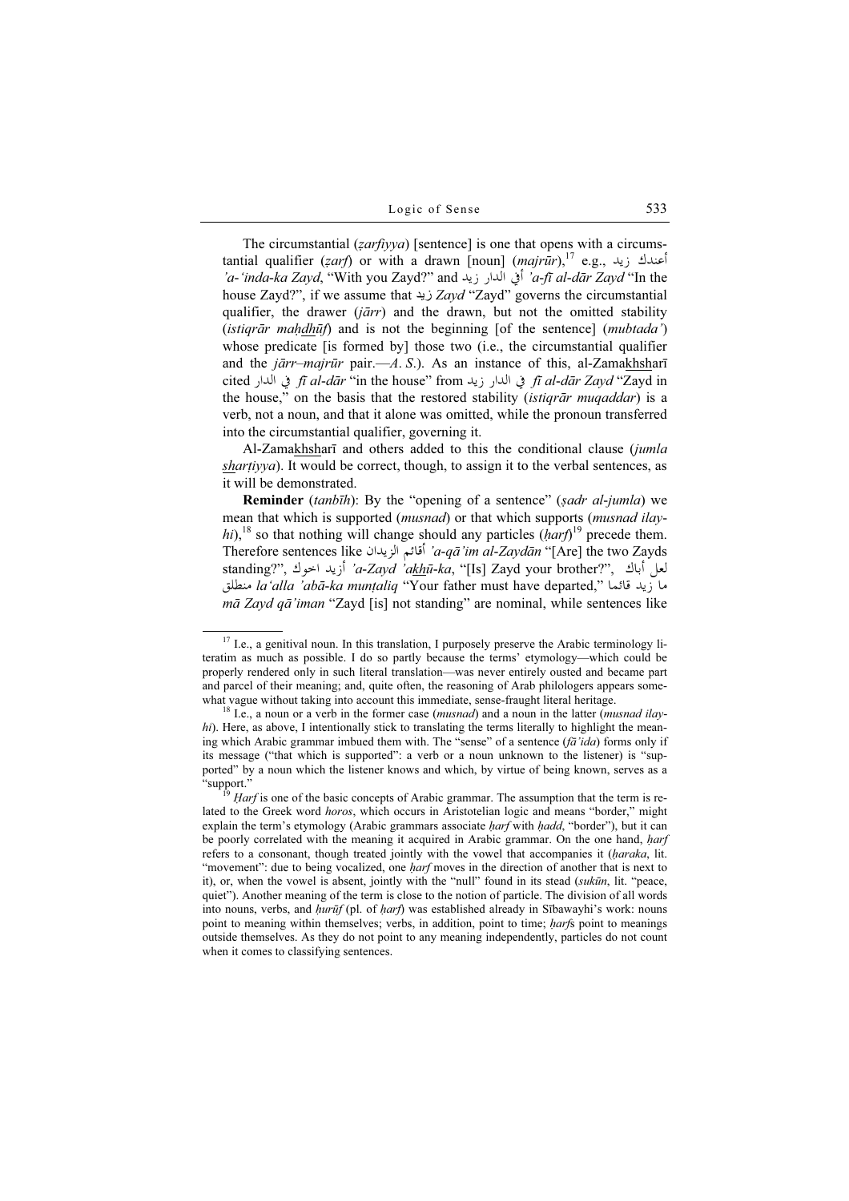The circumstantial (*ẓarfiyya*) [sentence] is one that opens with a circumstantial qualifier (*ẓarf*) or with a drawn [noun] (*majrūr*),[17] e.g., أعندك زيد *'a-'inda-ka Zayd*, "With you Zayd?" and أفي الدار زيد *'a-fī al-dār Zayd* "In the house Zayd?", if we assume that زيد *Zayd* "Zayd" governs the circumstantial qualifier, the drawer (*jārr*) and the drawn, but not the omitted stability (*istiqrār maḥdhūf*) and is not the beginning [of the sentence] (*mubtada'*) whose predicate [is formed by] those two (i.e., the circumstantial qualifier and the *jārr–majrūr* pair.—*A. S.*). As an instance of this, al-Zamakhsharī cited في الدار *fī al-dār* "in the house" from في الدار زيد *fī al-dār Zayd* "Zayd in the house," on the basis that the restored stability (*istiqrār muqaddar*) is a verb, not a noun, and that it alone was omitted, while the pronoun transferred into the circumstantial qualifier, governing it.

Al-Zamakhsharī and others added to this the conditional clause (*jumla sharṭiyya*). It would be correct, though, to assign it to the verbal sentences, as it will be demonstrated.

**Reminder** (*tanbīh*): By the "opening of a sentence" (*ṣadr al-jumla*) we mean that which is supported (*musnad*) or that which supports (*musnad ilay-hi*),[18] so that nothing will change should any particles (*ḥarf*)[19] precede them. Therefore sentences like أقائم الزيدان *'a-qā'im al-Zaydān* "[Are] the two Zayds standing?", أزيد اخوك *'a-Zayd 'akhū-ka*, "[Is] Zayd your brother?", لعل أباك منطلق *la'alla 'abā-ka munṭaliq* "Your father must have departed," ما زيد قائما *mā Zayd qā'iman* "Zayd [is] not standing" are nominal, while sentences like

---

[17] I.e., a genitival noun. In this translation, I purposely preserve the Arabic terminology literatim as much as possible. I do so partly because the terms' etymology—which could be properly rendered only in such literal translation—was never entirely ousted and became part and parcel of their meaning; and, quite often, the reasoning of Arab philologers appears somewhat vague without taking into account this immediate, sense-fraught literal heritage.

[18] I.e., a noun or a verb in the former case (*musnad*) and a noun in the latter (*musnad ilay-hi*). Here, as above, I intentionally stick to translating the terms literally to highlight the meaning which Arabic grammar imbued them with. The "sense" of a sentence (*fā'ida*) forms only if its message ("that which is supported": a verb or a noun unknown to the listener) is "supported" by a noun which the listener knows and which, by virtue of being known, serves as a "support."

[19] *Ḥarf* is one of the basic concepts of Arabic grammar. The assumption that the term is related to the Greek word *horos*, which occurs in Aristotelian logic and means "border," might explain the term's etymology (Arabic grammars associate *ḥarf* with *ḥadd*, "border"), but it can be poorly correlated with the meaning it acquired in Arabic grammar. On the one hand, *ḥarf* refers to a consonant, though treated jointly with the vowel that accompanies it (*ḥaraka*, lit. "movement": due to being vocalized, one *ḥarf* moves in the direction of another that is next to it), or, when the vowel is absent, jointly with the "null" found in its stead (*sukūn*, lit. "peace, quiet"). Another meaning of the term is close to the notion of particle. The division of all words into nouns, verbs, and *ḥurūf* (pl. of *ḥarf*) was established already in Sībawayhi's work: nouns point to meaning within themselves; verbs, in addition, point to time; *ḥarf*s point to meanings outside themselves. As they do not point to any meaning independently, particles do not count when it comes to classifying sentences.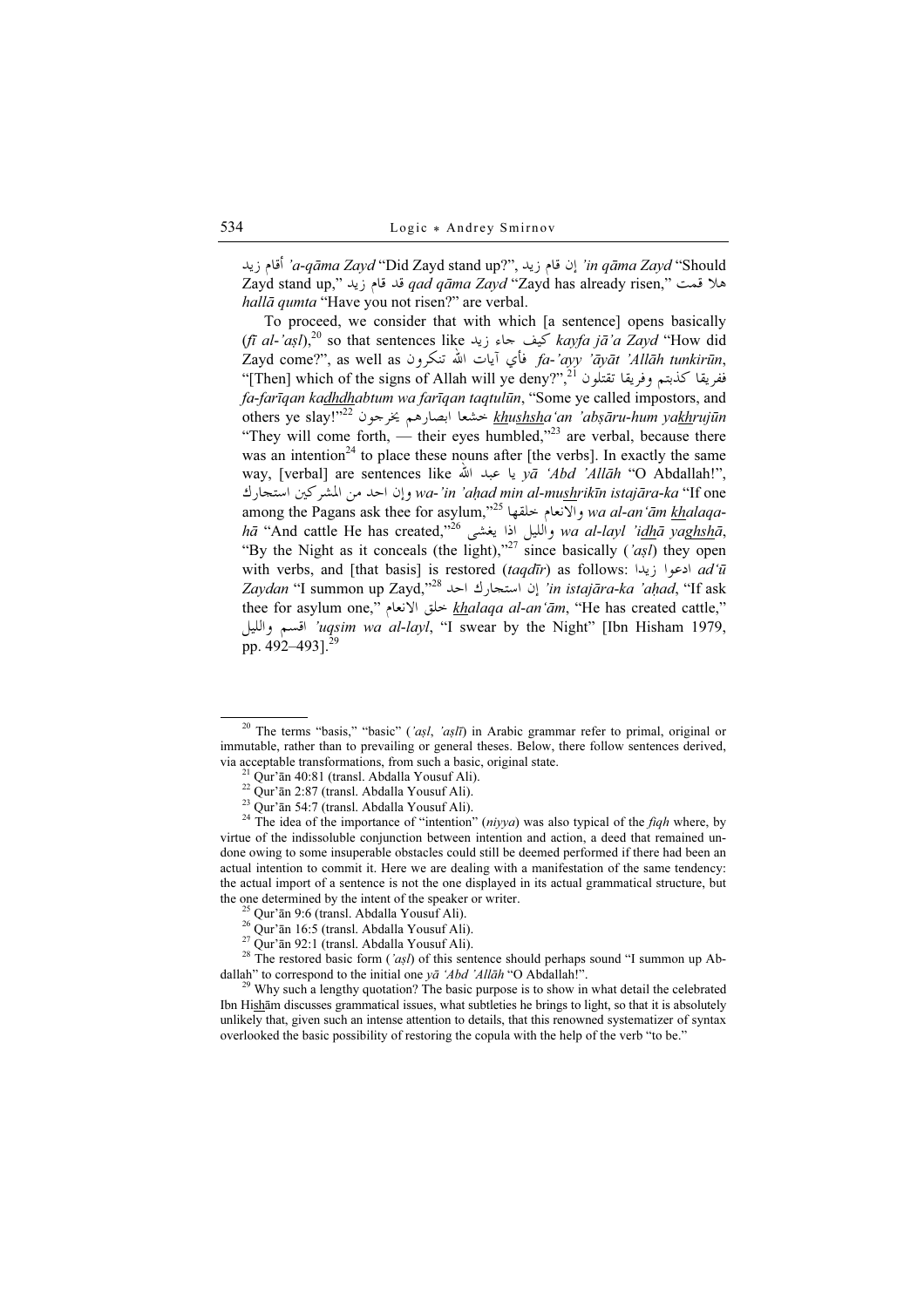أقام زيد *'a-qāma Zayd* "Did Zayd stand up?", إن قام زيد *'in qāma Zayd* "Should Zayd stand up," قد قام زيد *qad qāma Zayd* "Zayd has already risen," هلا قمت *hallā qumta* "Have you not risen?" are verbal.

To proceed, we consider that with which [a sentence] opens basically (*fī al-'aṣl*),[20] so that sentences like كيف جاء زيد *kayfa jā'a Zayd* "How did Zayd come?", as well as فأي آيات الله تنكرون *fa-'ayy 'āyāt 'Allāh tunkirūn*, "[Then] which of the signs of Allah will ye deny?",[21] ففريقا كذبتم وفريقا تقتلون *fa-farīqan kadhdhabtum wa farīqan taqtulūn*, "Some ye called impostors, and others ye slay!"[22] خشعا ابصارهم يخرجون *khushsha'an 'abṣāru-hum yakhrujūn* "They will come forth, — their eyes humbled,"[23] are verbal, because there was an intention[24] to place these nouns after [the verbs]. In exactly the same way, [verbal] are sentences like يا عبد الله *yā 'Abd 'Allāh* "O Abdallah!", وإن احد من المشركين استجارك *wa-'in 'aḥad min al-mushrikīn istajāra-ka* "If one among the Pagans ask thee for asylum,"[25] والانعام خلقها *wa al-an'ām khalaqa-hā* "And cattle He has created,"[26] والليل اذا يغشى *wa al-layl 'idhā yaghshā*, "By the Night as it conceals (the light),"[27] since basically (*'aṣl*) they open with verbs, and [that basis] is restored (*taqdīr*) as follows: ادعوا زيدا *ad'ū Zaydan* "I summon up Zayd,"[28] إن استجارك احد *'in istajāra-ka 'aḥad*, "If ask thee for asylum one," خلق الانعام *khalaqa al-an'ām*, "He has created cattle," اقسم والليل *'uqsim wa al-layl*, "I swear by the Night" [Ibn Hisham 1979, pp. 492–493].[29]

---

[20] The terms "basis," "basic" (*'aṣl*, *'aṣlī*) in Arabic grammar refer to primal, original or immutable, rather than to prevailing or general theses. Below, there follow sentences derived, via acceptable transformations, from such a basic, original state.

[21] Qur'ān 40:81 (transl. Abdalla Yousuf Ali).

[22] Qur'ān 2:87 (transl. Abdalla Yousuf Ali).

[23] Qur'ān 54:7 (transl. Abdalla Yousuf Ali).

[24] The idea of the importance of "intention" (*niyya*) was also typical of the *fiqh* where, by virtue of the indissoluble conjunction between intention and action, a deed that remained undone owing to some insuperable obstacles could still be deemed performed if there had been an actual intention to commit it. Here we are dealing with a manifestation of the same tendency: the actual import of a sentence is not the one displayed in its actual grammatical structure, but the one determined by the intent of the speaker or writer.

[25] Qur'ān 9:6 (transl. Abdalla Yousuf Ali).

[26] Qur'ān 16:5 (transl. Abdalla Yousuf Ali).

[27] Qur'ān 92:1 (transl. Abdalla Yousuf Ali).

[28] The restored basic form (*'aṣl*) of this sentence should perhaps sound "I summon up Abdallah" to correspond to the initial one *yā 'Abd 'Allāh* "O Abdallah!".

[29] Why such a lengthy quotation? The basic purpose is to show in what detail the celebrated Ibn Hishām discusses grammatical issues, what subtleties he brings to light, so that it is absolutely unlikely that, given such an intense attention to details, that this renowned systematizer of syntax overlooked the basic possibility of restoring the copula with the help of the verb "to be."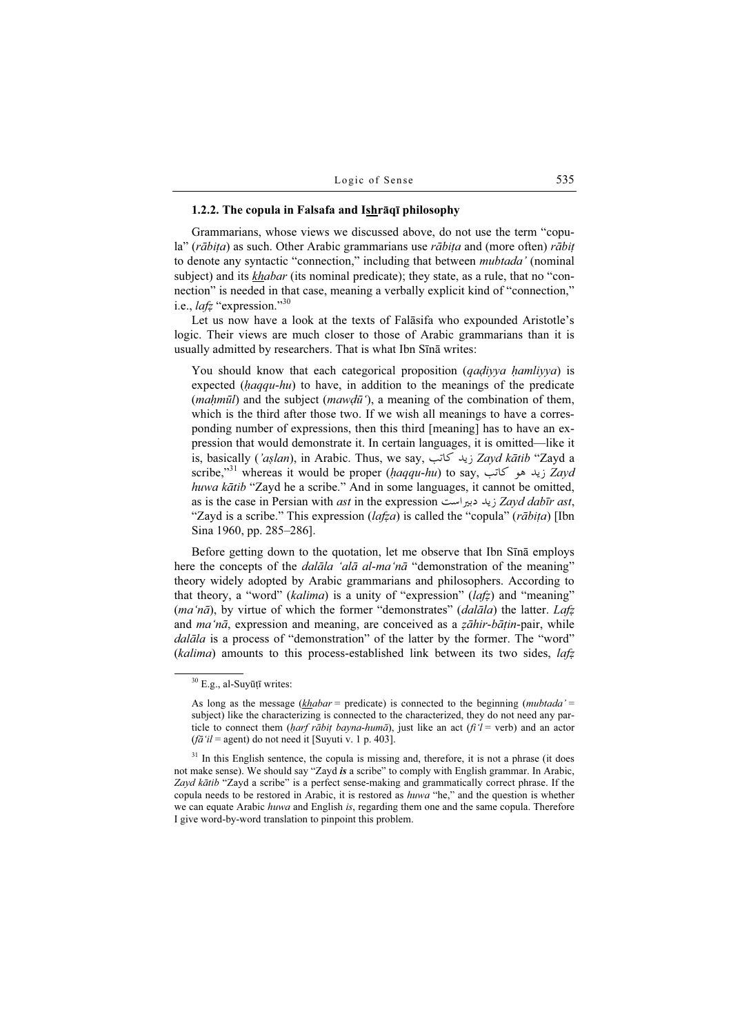### 1.2.2. The copula in Falsafa and Ishrāqī philosophy

Grammarians, whose views we discussed above, do not use the term "copula" (*rābiṭa*) as such. Other Arabic grammarians use *rābiṭa* and (more often) *rābiṭ* to denote any syntactic "connection," including that between *mubtada'* (nominal subject) and its *khabar* (its nominal predicate); they state, as a rule, that no "connection" is needed in that case, meaning a verbally explicit kind of "connection," i.e., *lafẓ* "expression."[30]

Let us now have a look at the texts of Falāsifa who expounded Aristotle's logic. Their views are much closer to those of Arabic grammarians than it is usually admitted by researchers. That is what Ibn Sīnā writes:

> You should know that each categorical proposition (*qaḍiyya ḥamliyya*) is expected (*ḥaqqu-hu*) to have, in addition to the meanings of the predicate (*maḥmūl*) and the subject (*mawḍū'*), a meaning of the combination of them, which is the third after those two. If we wish all meanings to have a corresponding number of expressions, then this third [meaning] has to have an expression that would demonstrate it. In certain languages, it is omitted—like it is, basically (*'aṣlan*), in Arabic. Thus, we say, زيد كاتب *Zayd kātib* "Zayd a scribe,"[31] whereas it would be proper (*ḥaqqu-hu*) to say, زيد هو كاتب *Zayd huwa kātib* "Zayd he a scribe." And in some languages, it cannot be omitted, as is the case in Persian with *ast* in the expression زيد دبيراست *Zayd dabīr ast*, "Zayd is a scribe." This expression (*lafẓa*) is called the "copula" (*rābiṭa*) [Ibn Sina 1960, pp. 285–286].

Before getting down to the quotation, let me observe that Ibn Sīnā employs here the concepts of the *dalāla 'alā al-ma'nā* "demonstration of the meaning" theory widely adopted by Arabic grammarians and philosophers. According to that theory, a "word" (*kalima*) is a unity of "expression" (*lafẓ*) and "meaning" (*ma'nā*), by virtue of which the former "demonstrates" (*dalāla*) the latter. *Lafẓ* and *ma'nā*, expression and meaning, are conceived as a *ẓāhir*-*bāṭin*-pair, while *dalāla* is a process of "demonstration" of the latter by the former. The "word" (*kalima*) amounts to this process-established link between its two sides, *lafẓ*

---

[30] E.g., al-Suyūṭī writes:

> As long as the message (*khabar* = predicate) is connected to the beginning (*mubtada'* = subject) like the characterizing is connected to the characterized, they do not need any particle to connect them (*ḥarf rābiṭ bayna-humā*), just like an act (*fi'l* = verb) and an actor (*fā'il* = agent) do not need it [Suyuti v. 1 p. 403].

[31] In this English sentence, the copula is missing and, therefore, it is not a phrase (it does not make sense). We should say "Zayd ***is*** a scribe" to comply with English grammar. In Arabic, *Zayd kātib* "Zayd a scribe" is a perfect sense-making and grammatically correct phrase. If the copula needs to be restored in Arabic, it is restored as *huwa* "he," and the question is whether we can equate Arabic *huwa* and English *is*, regarding them one and the same copula. Therefore I give word-by-word translation to pinpoint this problem.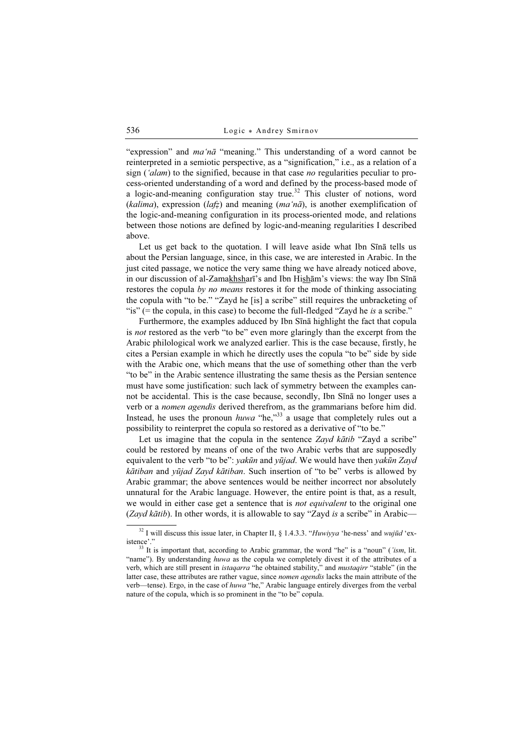"expression" and *ma'nā* "meaning." This understanding of a word cannot be reinterpreted in a semiotic perspective, as a "signification," i.e., as a relation of a sign (*'alam*) to the signified, because in that case *no* regularities peculiar to process-oriented understanding of a word and defined by the process-based mode of a logic-and-meaning configuration stay true.[32] This cluster of notions, word (*kalima*), expression (*lafẓ*) and meaning (*ma'nā*), is another exemplification of the logic-and-meaning configuration in its process-oriented mode, and relations between those notions are defined by logic-and-meaning regularities I described above.

Let us get back to the quotation. I will leave aside what Ibn Sīnā tells us about the Persian language, since, in this case, we are interested in Arabic. In the just cited passage, we notice the very same thing we have already noticed above, in our discussion of al-Zamakhsharī's and Ibn Hishām's views: the way Ibn Sīnā restores the copula *by no means* restores it for the mode of thinking associating the copula with "to be." "Zayd he [is] a scribe" still requires the unbracketing of "is" (= the copula, in this case) to become the full-fledged "Zayd he *is* a scribe."

Furthermore, the examples adduced by Ibn Sīnā highlight the fact that copula is *not* restored as the verb "to be" even more glaringly than the excerpt from the Arabic philological work we analyzed earlier. This is the case because, firstly, he cites a Persian example in which he directly uses the copula "to be" side by side with the Arabic one, which means that the use of something other than the verb "to be" in the Arabic sentence illustrating the same thesis as the Persian sentence must have some justification: such lack of symmetry between the examples cannot be accidental. This is the case because, secondly, Ibn Sīnā no longer uses a verb or a *nomen agendis* derived therefrom, as the grammarians before him did. Instead, he uses the pronoun *huwa* "he,"[33] a usage that completely rules out a possibility to reinterpret the copula so restored as a derivative of "to be."

Let us imagine that the copula in the sentence *Zayd kātib* "Zayd a scribe" could be restored by means of one of the two Arabic verbs that are supposedly equivalent to the verb "to be": *yakūn* and *yūjad*. We would have then *yakūn Zayd kātiban* and *yūjad Zayd kātiban*. Such insertion of "to be" verbs is allowed by Arabic grammar; the above sentences would be neither incorrect nor absolutely unnatural for the Arabic language. However, the entire point is that, as a result, we would in either case get a sentence that is *not equivalent* to the original one (*Zayd kātib*). In other words, it is allowable to say "Zayd *is* a scribe" in Arabic—

---

[32] I will discuss this issue later, in Chapter II, § 1.4.3.3. "*Huwiyya* 'he-ness' and *wujūd* 'existence'."

[33] It is important that, according to Arabic grammar, the word "he" is a "noun" (*'ism*, lit. "name"). By understanding *huwa* as the copula we completely divest it of the attributes of a verb, which are still present in *istaqarra* "he obtained stability," and *mustaqirr* "stable" (in the latter case, these attributes are rather vague, since *nomen agendis* lacks the main attribute of the verb—tense). Ergo, in the case of *huwa* "he," Arabic language entirely diverges from the verbal nature of the copula, which is so prominent in the "to be" copula.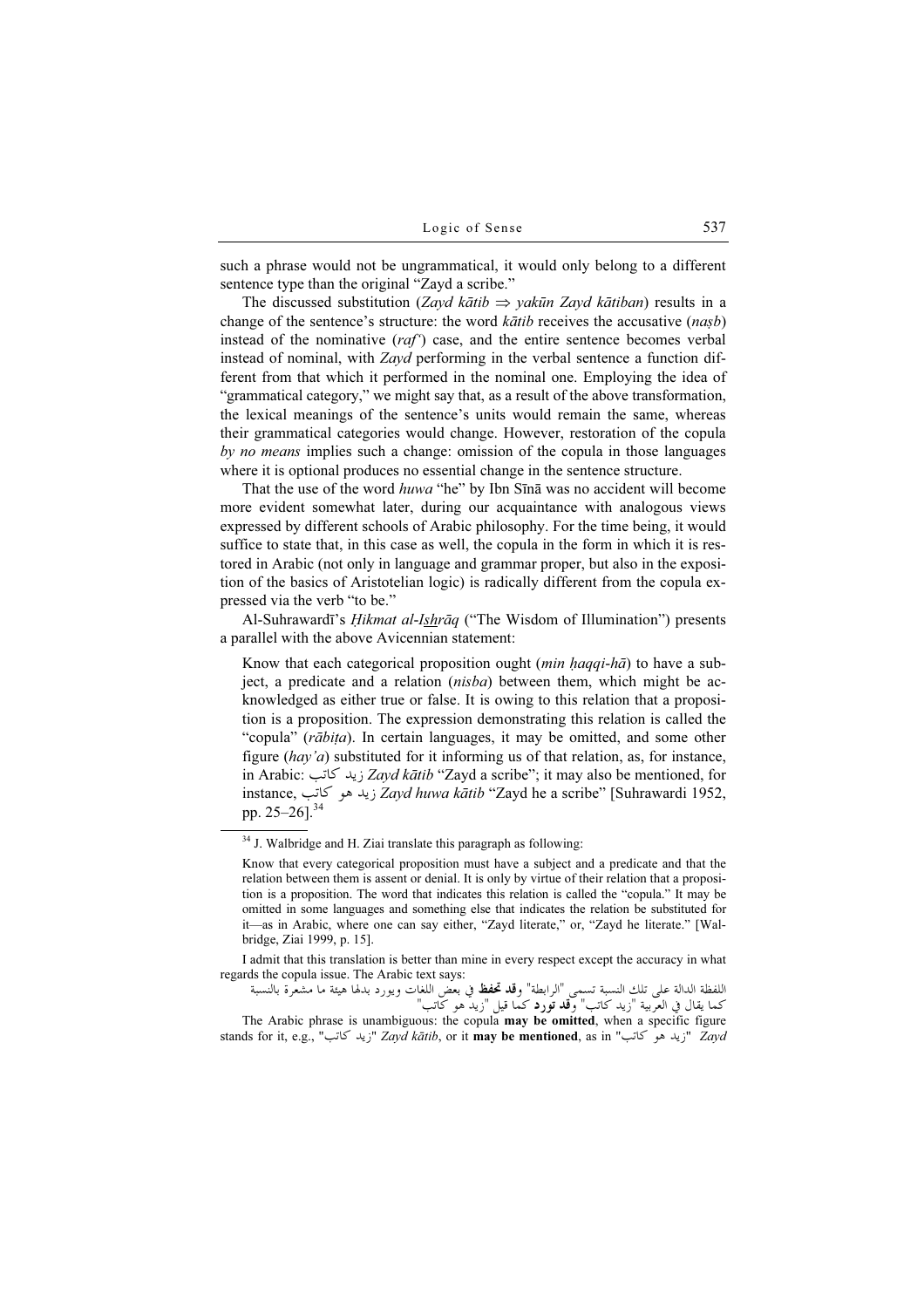such a phrase would not be ungrammatical, it would only belong to a different sentence type than the original "Zayd a scribe."

The discussed substitution (*Zayd kātib* $\Rightarrow$ *yakūn Zayd kātiban*) results in a change of the sentence's structure: the word *kātib* receives the accusative (*naṣb*) instead of the nominative (*raf'*) case, and the entire sentence becomes verbal instead of nominal, with *Zayd* performing in the verbal sentence a function different from that which it performed in the nominal one. Employing the idea of "grammatical category," we might say that, as a result of the above transformation, the lexical meanings of the sentence's units would remain the same, whereas their grammatical categories would change. However, restoration of the copula *by no means* implies such a change: omission of the copula in those languages where it is optional produces no essential change in the sentence structure.

That the use of the word *huwa* "he" by Ibn Sīnā was no accident will become more evident somewhat later, during our acquaintance with analogous views expressed by different schools of Arabic philosophy. For the time being, it would suffice to state that, in this case as well, the copula in the form in which it is restored in Arabic (not only in language and grammar proper, but also in the exposition of the basics of Aristotelian logic) is radically different from the copula expressed via the verb "to be."

Al-Suhrawardī's *Ḥikmat al-Ishrāq* ("The Wisdom of Illumination") presents a parallel with the above Avicennian statement:

> Know that each categorical proposition ought (*min ḥaqqi-hā*) to have a subject, a predicate and a relation (*nisba*) between them, which might be acknowledged as either true or false. It is owing to this relation that a proposition is a proposition. The expression demonstrating this relation is called the "copula" (*rābiṭa*). In certain languages, it may be omitted, and some other figure (*hay'a*) substituted for it informing us of that relation, as, for instance, in Arabic: زيد كاتب *Zayd kātib* "Zayd a scribe"; it may also be mentioned, for instance, زيد هو كاتب *Zayd huwa kātib* "Zayd he a scribe" [Suhrawardi 1952, pp. 25–26].[34]

[34] J. Walbridge and H. Ziai translate this paragraph as following:

> Know that every categorical proposition must have a subject and a predicate and that the relation between them is assent or denial. It is only by virtue of their relation that a proposition is a proposition. The word that indicates this relation is called the "copula." It may be omitted in some languages and something else that indicates the relation be substituted for it—as in Arabic, where one can say either, "Zayd literate," or, "Zayd he literate." [Walbridge, Ziai 1999, p. 15].

I admit that this translation is better than mine in every respect except the accuracy in what regards the copula issue. The Arabic text says:

اللفظة الدالة على تلك النسبة تسمى "الرابطة" **وقد تحذف** في بعض اللغات ويورد بدلها هيئة ما مشعرة بالنسبة كما يقال في العربية "زيد كاتب" **وقد تورد** كما قيل "زيد هو كاتب"

The Arabic phrase is unambiguous: the copula **may be omitted**, when a specific figure stands for it, e.g., "زيد كاتب" *Zayd kātib*, or it **may be mentioned**, as in "زيد هو كاتب" *Zayd*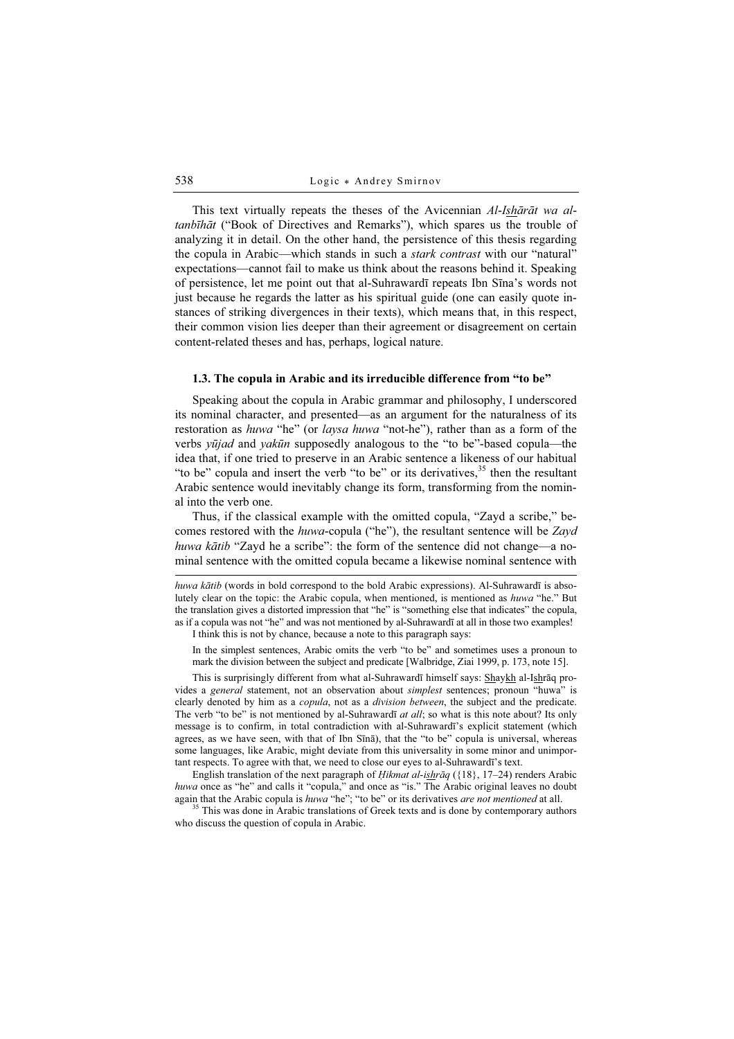This text virtually repeats the theses of the Avicennian *Al-Ishārāt wa al-tanbīhāt* ("Book of Directives and Remarks"), which spares us the trouble of analyzing it in detail. On the other hand, the persistence of this thesis regarding the copula in Arabic—which stands in such a *stark contrast* with our "natural" expectations—cannot fail to make us think about the reasons behind it. Speaking of persistence, let me point out that al-Suhrawardī repeats Ibn Sīna's words not just because he regards the latter as his spiritual guide (one can easily quote instances of striking divergences in their texts), which means that, in this respect, their common vision lies deeper than their agreement or disagreement on certain content-related theses and has, perhaps, logical nature.

### 1.3. The copula in Arabic and its irreducible difference from "to be"

Speaking about the copula in Arabic grammar and philosophy, I underscored its nominal character, and presented—as an argument for the naturalness of its restoration as *huwa* "he" (or *laysa huwa* "not-he"), rather than as a form of the verbs *yūjad* and *yakūn* supposedly analogous to the "to be"-based copula—the idea that, if one tried to preserve in an Arabic sentence a likeness of our habitual "to be" copula and insert the verb "to be" or its derivatives,[35] then the resultant Arabic sentence would inevitably change its form, transforming from the nominal into the verb one.

Thus, if the classical example with the omitted copula, "Zayd a scribe," becomes restored with the *huwa*-copula ("he"), the resultant sentence will be *Zayd huwa kātib* "Zayd he a scribe": the form of the sentence did not change—a nominal sentence with the omitted copula became a likewise nominal sentence with

---

*huwa kātib* (words in bold correspond to the bold Arabic expressions). Al-Suhrawardī is absolutely clear on the topic: the Arabic copula, when mentioned, is mentioned as *huwa* "he." But the translation gives a distorted impression that "he" is "something else that indicates" the copula, as if a copula was not "he" and was not mentioned by al-Suhrawardī at all in those two examples!

I think this is not by chance, because a note to this paragraph says:

> In the simplest sentences, Arabic omits the verb "to be" and sometimes uses a pronoun to mark the division between the subject and predicate [Walbridge, Ziai 1999, p. 173, note 15].

This is surprisingly different from what al-Suhrawardī himself says: Shaykh al-Ishrāq provides a *general* statement, not an observation about *simplest* sentences; pronoun "huwa" is clearly denoted by him as a *copula*, not as a *division between*, the subject and the predicate. The verb "to be" is not mentioned by al-Suhrawardī *at all*; so what is this note about? Its only message is to confirm, in total contradiction with al-Suhrawardī's explicit statement (which agrees, as we have seen, with that of Ibn Sīnā), that the "to be" copula is universal, whereas some languages, like Arabic, might deviate from this universality in some minor and unimportant respects. To agree with that, we need to close our eyes to al-Suhrawardī's text.

English translation of the next paragraph of *Ḥikmat al-ishrāq* ({18}, 17–24) renders Arabic *huwa* once as "he" and calls it "copula," and once as "is." The Arabic original leaves no doubt again that the Arabic copula is *huwa* "he"; "to be" or its derivatives *are not mentioned* at all.

[35] This was done in Arabic translations of Greek texts and is done by contemporary authors who discuss the question of copula in Arabic.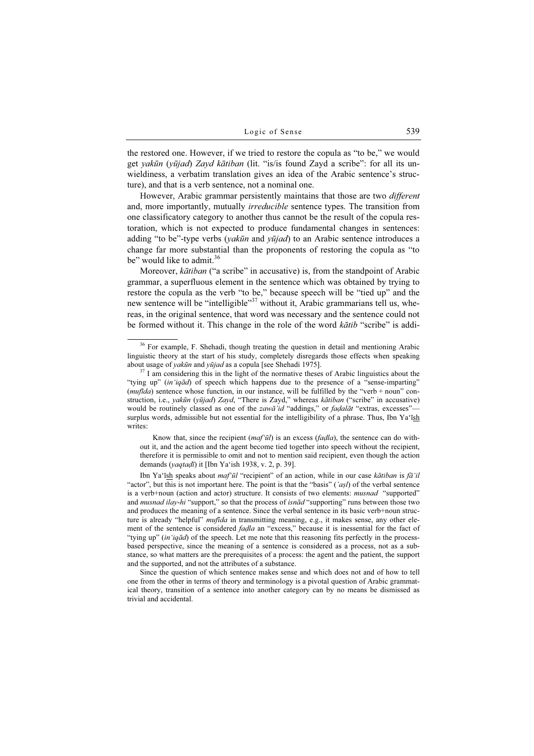the restored one. However, if we tried to restore the copula as "to be," we would get *yakūn* (*yūjad*) *Zayd kātiban* (lit. "is/is found Zayd a scribe": for all its unwieldiness, a verbatim translation gives an idea of the Arabic sentence's structure), and that is a verb sentence, not a nominal one.

However, Arabic grammar persistently maintains that those are two *different* and, more importantly, mutually *irreducible* sentence types. The transition from one classificatory category to another thus cannot be the result of the copula restoration, which is not expected to produce fundamental changes in sentences: adding "to be"-type verbs (*yakūn* and *yūjad*) to an Arabic sentence introduces a change far more substantial than the proponents of restoring the copula as "to be" would like to admit.[36]

Moreover, *kātiban* ("a scribe" in accusative) is, from the standpoint of Arabic grammar, a superfluous element in the sentence which was obtained by trying to restore the copula as the verb "to be," because speech will be "tied up" and the new sentence will be "intelligible"[37] without it, Arabic grammarians tell us, whereas, in the original sentence, that word was necessary and the sentence could not be formed without it. This change in the role of the word *kātib* "scribe" is addi-

---

[36] For example, F. Shehadi, though treating the question in detail and mentioning Arabic linguistic theory at the start of his study, completely disregards those effects when speaking about usage of *yakūn* and *yūjad* as a copula [see Shehadi 1975].

[37] I am considering this in the light of the normative theses of Arabic linguistics about the "tying up" (*in'iqād*) of speech which happens due to the presence of a "sense-imparting" (*mufīda*) sentence whose function, in our instance, will be fulfilled by the "verb + noun" construction, i.e., *yakūn* (*yūjad*) *Zayd*, "There is Zayd," whereas *kātiban* ("scribe" in accusative) would be routinely classed as one of the *zawā'id* "addings," or *faḍalāt* "extras, excesses"—surplus words, admissible but not essential for the intelligibility of a phrase. Thus, Ibn Ya'īsh writes:

> Know that, since the recipient (*maf'ūl*) is an excess (*faḍla*), the sentence can do without it, and the action and the agent become tied together into speech without the recipient, therefore it is permissible to omit and not to mention said recipient, even though the action demands (*yaqtaḍī*) it [Ibn Ya'ish 1938, v. 2, p. 39].

Ibn Ya'īsh speaks about *maf'ūl* "recipient" of an action, while in our case *kātiban* is *fā'il* "actor", but this is not important here. The point is that the "basis" (*'aṣl*) of the verbal sentence is a verb+noun (action and actor) structure. It consists of two elements: *musnad* "supported" and *musnad ilay-hi* "support," so that the process of *isnād* "supporting" runs between those two and produces the meaning of a sentence. Since the verbal sentence in its basic verb+noun structure is already "helpful" *mufīda* in transmitting meaning, e.g., it makes sense, any other element of the sentence is considered *faḍla* an "excess," because it is inessential for the fact of "tying up" (*in'iqād*) of the speech. Let me note that this reasoning fits perfectly in the process-based perspective, since the meaning of a sentence is considered as a process, not as a substance, so what matters are the prerequisites of a process: the agent and the patient, the support and the supported, and not the attributes of a substance.

Since the question of which sentence makes sense and which does not and of how to tell one from the other in terms of theory and terminology is a pivotal question of Arabic grammatical theory, transition of a sentence into another category can by no means be dismissed as trivial and accidental.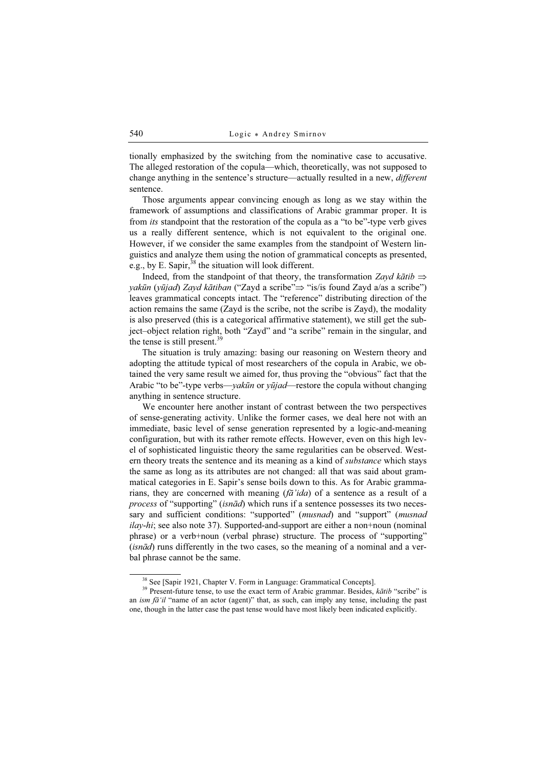tionally emphasized by the switching from the nominative case to accusative. The alleged restoration of the copula—which, theoretically, was not supposed to change anything in the sentence's structure—actually resulted in a new, *different* sentence.

Those arguments appear convincing enough as long as we stay within the framework of assumptions and classifications of Arabic grammar proper. It is from *its* standpoint that the restoration of the copula as a "to be"-type verb gives us a really different sentence, which is not equivalent to the original one. However, if we consider the same examples from the standpoint of Western linguistics and analyze them using the notion of grammatical concepts as presented, e.g., by E. Sapir,[38] the situation will look different.

Indeed, from the standpoint of that theory, the transformation *Zayd kātib* ⇒ *yakūn* (*yūjad*) *Zayd kātiban* ("Zayd a scribe"⇒ "is/is found Zayd a/as a scribe") leaves grammatical concepts intact. The "reference" distributing direction of the action remains the same (Zayd is the scribe, not the scribe is Zayd), the modality is also preserved (this is a categorical affirmative statement), we still get the subject–object relation right, both "Zayd" and "a scribe" remain in the singular, and the tense is still present.[39]

The situation is truly amazing: basing our reasoning on Western theory and adopting the attitude typical of most researchers of the copula in Arabic, we obtained the very same result we aimed for, thus proving the "obvious" fact that the Arabic "to be"-type verbs—*yakūn* or *yūjad*—restore the copula without changing anything in sentence structure.

We encounter here another instant of contrast between the two perspectives of sense-generating activity. Unlike the former cases, we deal here not with an immediate, basic level of sense generation represented by a logic-and-meaning configuration, but with its rather remote effects. However, even on this high level of sophisticated linguistic theory the same regularities can be observed. Western theory treats the sentence and its meaning as a kind of *substance* which stays the same as long as its attributes are not changed: all that was said about grammatical categories in E. Sapir's sense boils down to this. As for Arabic grammarians, they are concerned with meaning (*fā'ida*) of a sentence as a result of a *process* of "supporting" (*isnād*) which runs if a sentence possesses its two necessary and sufficient conditions: "supported" (*musnad*) and "support" (*musnad ilay-hi*; see also note 37). Supported-and-support are either a non+noun (nominal phrase) or a verb+noun (verbal phrase) structure. The process of "supporting" (*isnād*) runs differently in the two cases, so the meaning of a nominal and a verbal phrase cannot be the same.

---

[38] See [Sapir 1921, Chapter V. Form in Language: Grammatical Concepts].

[39] Present-future tense, to use the exact term of Arabic grammar. Besides, *kātib* "scribe" is an *ism fā'il* "name of an actor (agent)" that, as such, can imply any tense, including the past one, though in the latter case the past tense would have most likely been indicated explicitly.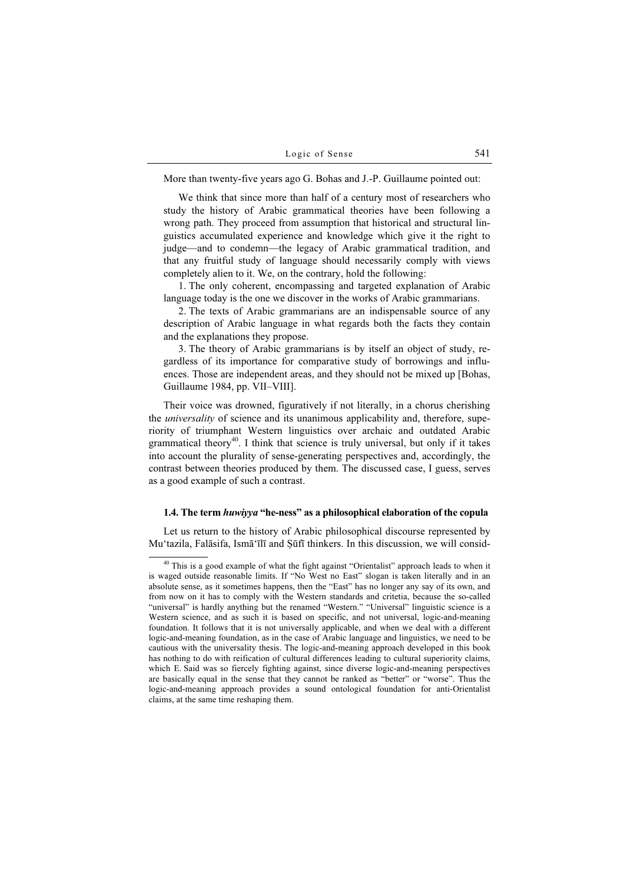More than twenty-five years ago G. Bohas and J.-P. Guillaume pointed out:

> We think that since more than half of a century most of researchers who study the history of Arabic grammatical theories have been following a wrong path. They proceed from assumption that historical and structural linguistics accumulated experience and knowledge which give it the right to judge—and to condemn—the legacy of Arabic grammatical tradition, and that any fruitful study of language should necessarily comply with views completely alien to it. We, on the contrary, hold the following:
>
> 1. The only coherent, encompassing and targeted explanation of Arabic language today is the one we discover in the works of Arabic grammarians.
>
> 2. The texts of Arabic grammarians are an indispensable source of any description of Arabic language in what regards both the facts they contain and the explanations they propose.
>
> 3. The theory of Arabic grammarians is by itself an object of study, regardless of its importance for comparative study of borrowings and influences. Those are independent areas, and they should not be mixed up [Bohas, Guillaume 1984, pp. VII–VIII].

Their voice was drowned, figuratively if not literally, in a chorus cherishing the *universality* of science and its unanimous applicability and, therefore, superiority of triumphant Western linguistics over archaic and outdated Arabic grammatical theory[40]. I think that science is truly universal, but only if it takes into account the plurality of sense-generating perspectives and, accordingly, the contrast between theories produced by them. The discussed case, I guess, serves as a good example of such a contrast.

#### 1.4. The term *huwiyya* "he-ness" as a philosophical elaboration of the copula

Let us return to the history of Arabic philosophical discourse represented by Mu'tazila, Falāsifa, Ismā'īlī and Ṣūfī thinkers. In this discussion, we will consid-

---

[40] This is a good example of what the fight against "Orientalist" approach leads to when it is waged outside reasonable limits. If "No West no East" slogan is taken literally and in an absolute sense, as it sometimes happens, then the "East" has no longer any say of its own, and from now on it has to comply with the Western standards and critetia, because the so-called "universal" is hardly anything but the renamed "Western." "Universal" linguistic science is a Western science, and as such it is based on specific, and not universal, logic-and-meaning foundation. It follows that it is not universally applicable, and when we deal with a different logic-and-meaning foundation, as in the case of Arabic language and linguistics, we need to be cautious with the universality thesis. The logic-and-meaning approach developed in this book has nothing to do with reification of cultural differences leading to cultural superiority claims, which E. Said was so fiercely fighting against, since diverse logic-and-meaning perspectives are basically equal in the sense that they cannot be ranked as "better" or "worse". Thus the logic-and-meaning approach provides a sound ontological foundation for anti-Orientalist claims, at the same time reshaping them.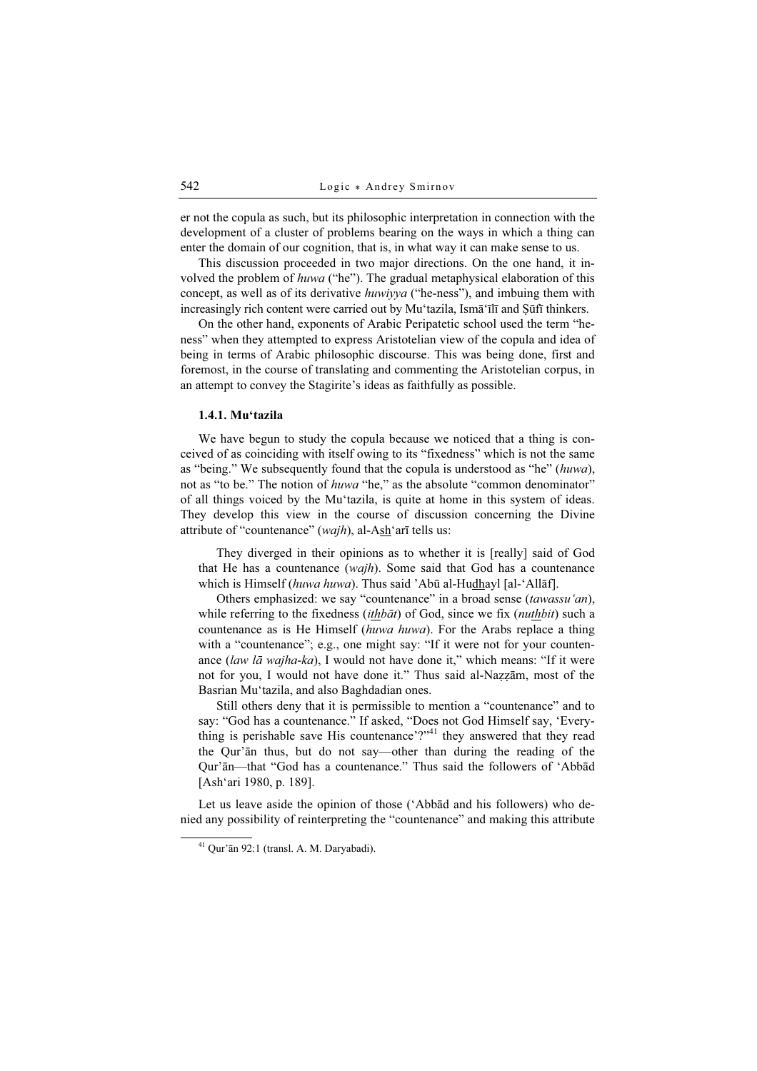er not the copula as such, but its philosophic interpretation in connection with the development of a cluster of problems bearing on the ways in which a thing can enter the domain of our cognition, that is, in what way it can make sense to us.

This discussion proceeded in two major directions. On the one hand, it involved the problem of *huwa* ("he"). The gradual metaphysical elaboration of this concept, as well as of its derivative *huwiyya* ("he-ness"), and imbuing them with increasingly rich content were carried out by Mu‘tazila, Ismā‘īlī and Ṣūfī thinkers.

On the other hand, exponents of Arabic Peripatetic school used the term "he-ness" when they attempted to express Aristotelian view of the copula and idea of being in terms of Arabic philosophic discourse. This was being done, first and foremost, in the course of translating and commenting the Aristotelian corpus, in an attempt to convey the Stagirite's ideas as faithfully as possible.

### 1.4.1. Mu‘tazila

We have begun to study the copula because we noticed that a thing is conceived of as coinciding with itself owing to its "fixedness" which is not the same as "being." We subsequently found that the copula is understood as "he" (*huwa*), not as "to be." The notion of *huwa* "he," as the absolute "common denominator" of all things voiced by the Mu‘tazila, is quite at home in this system of ideas. They develop this view in the course of discussion concerning the Divine attribute of "countenance" (*wajh*), al-Ash‘arī tells us:

> They diverged in their opinions as to whether it is [really] said of God that He has a countenance (*wajh*). Some said that God has a countenance which is Himself (*huwa huwa*). Thus said 'Abū al-Hudhayl [al-‘Allāf].
>
> Others emphasized: we say "countenance" in a broad sense (*tawassu‘an*), while referring to the fixedness (*ithbāt*) of God, since we fix (*nuthbit*) such a countenance as is He Himself (*huwa huwa*). For the Arabs replace a thing with a "countenance"; e.g., one might say: "If it were not for your countenance (*law lā wajha-ka*), I would not have done it," which means: "If it were not for you, I would not have done it." Thus said al-Naẓẓām, most of the Basrian Mu‘tazila, and also Baghdadian ones.
>
> Still others deny that it is permissible to mention a "countenance" and to say: "God has a countenance." If asked, "Does not God Himself say, 'Everything is perishable save His countenance'?"[41] they answered that they read the Qur'ān thus, but do not say—other than during the reading of the Qur'ān—that "God has a countenance." Thus said the followers of ‘Abbād [Ash‘ari 1980, p. 189].

Let us leave aside the opinion of those (‘Abbād and his followers) who denied any possibility of reinterpreting the "countenance" and making this attribute

---

[41] Qur'ān 92:1 (transl. A. M. Daryabadi).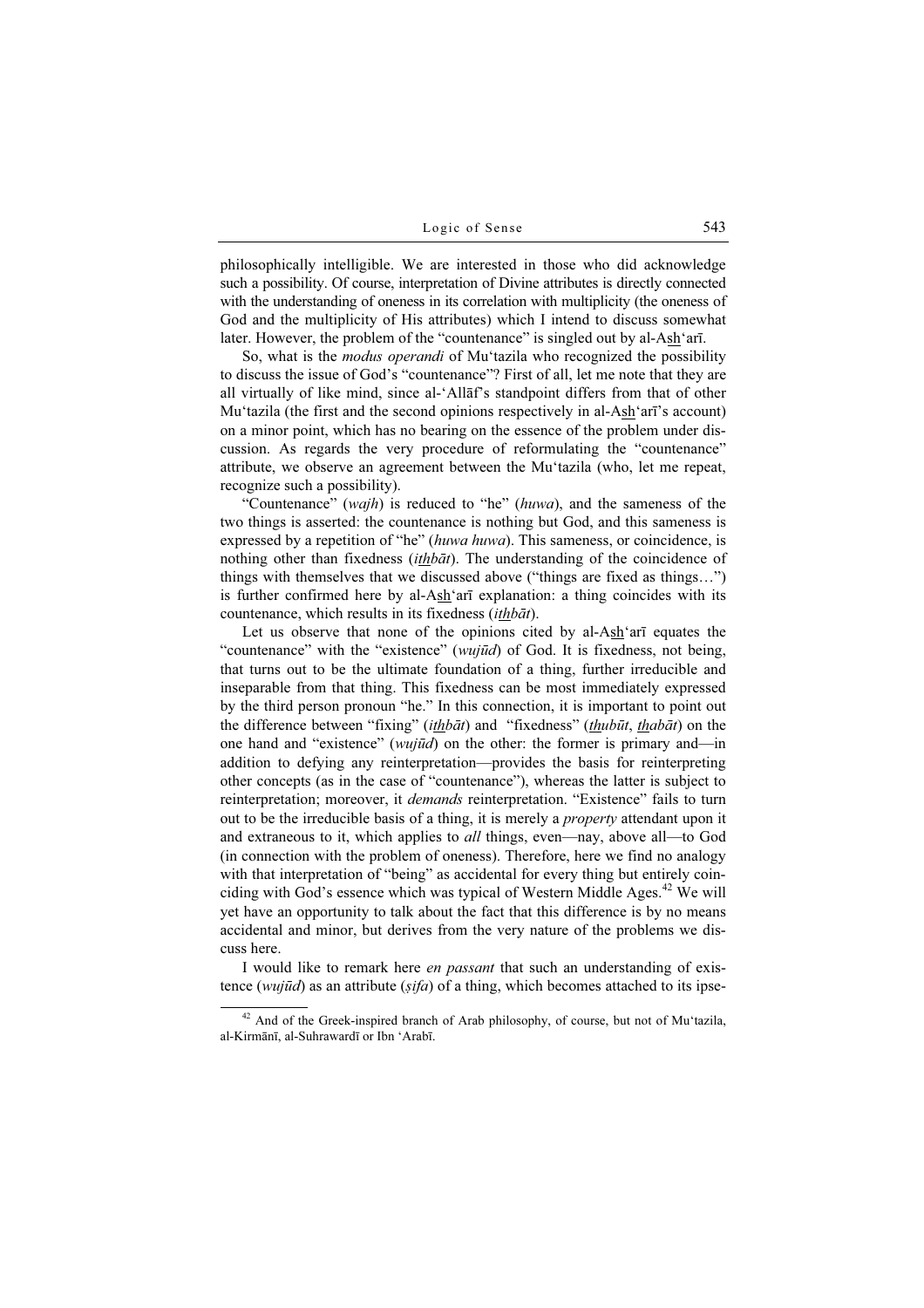philosophically intelligible. We are interested in those who did acknowledge such a possibility. Of course, interpretation of Divine attributes is directly connected with the understanding of oneness in its correlation with multiplicity (the oneness of God and the multiplicity of His attributes) which I intend to discuss somewhat later. However, the problem of the "countenance" is singled out by al-Ash'arī.

So, what is the *modus operandi* of Mu'tazila who recognized the possibility to discuss the issue of God's "countenance"? First of all, let me note that they are all virtually of like mind, since al-'Allāf's standpoint differs from that of other Mu'tazila (the first and the second opinions respectively in al-Ash'arī's account) on a minor point, which has no bearing on the essence of the problem under discussion. As regards the very procedure of reformulating the "countenance" attribute, we observe an agreement between the Mu'tazila (who, let me repeat, recognize such a possibility).

"Countenance" (*wajh*) is reduced to "he" (*huwa*), and the sameness of the two things is asserted: the countenance is nothing but God, and this sameness is expressed by a repetition of "he" (*huwa huwa*). This sameness, or coincidence, is nothing other than fixedness (*ithbāt*). The understanding of the coincidence of things with themselves that we discussed above ("things are fixed as things…") is further confirmed here by al-Ash'arī explanation: a thing coincides with its countenance, which results in its fixedness (*ithbāt*).

Let us observe that none of the opinions cited by al-Ash'arī equates the "countenance" with the "existence" (*wujūd*) of God. It is fixedness, not being, that turns out to be the ultimate foundation of a thing, further irreducible and inseparable from that thing. This fixedness can be most immediately expressed by the third person pronoun "he." In this connection, it is important to point out the difference between "fixing" (*ithbāt*) and "fixedness" (*thubūt*, *thabāt*) on the one hand and "existence" (*wujūd*) on the other: the former is primary and—in addition to defying any reinterpretation—provides the basis for reinterpreting other concepts (as in the case of "countenance"), whereas the latter is subject to reinterpretation; moreover, it *demands* reinterpretation. "Existence" fails to turn out to be the irreducible basis of a thing, it is merely a *property* attendant upon it and extraneous to it, which applies to *all* things, even—nay, above all—to God (in connection with the problem of oneness). Therefore, here we find no analogy with that interpretation of "being" as accidental for every thing but entirely coinciding with God's essence which was typical of Western Middle Ages.[42] We will yet have an opportunity to talk about the fact that this difference is by no means accidental and minor, but derives from the very nature of the problems we discuss here.

I would like to remark here *en passant* that such an understanding of existence (*wujūd*) as an attribute (*ṣifa*) of a thing, which becomes attached to its ipse-

---

[42] And of the Greek-inspired branch of Arab philosophy, of course, but not of Mu'tazila, al-Kirmānī, al-Suhrawardī or Ibn 'Arabī.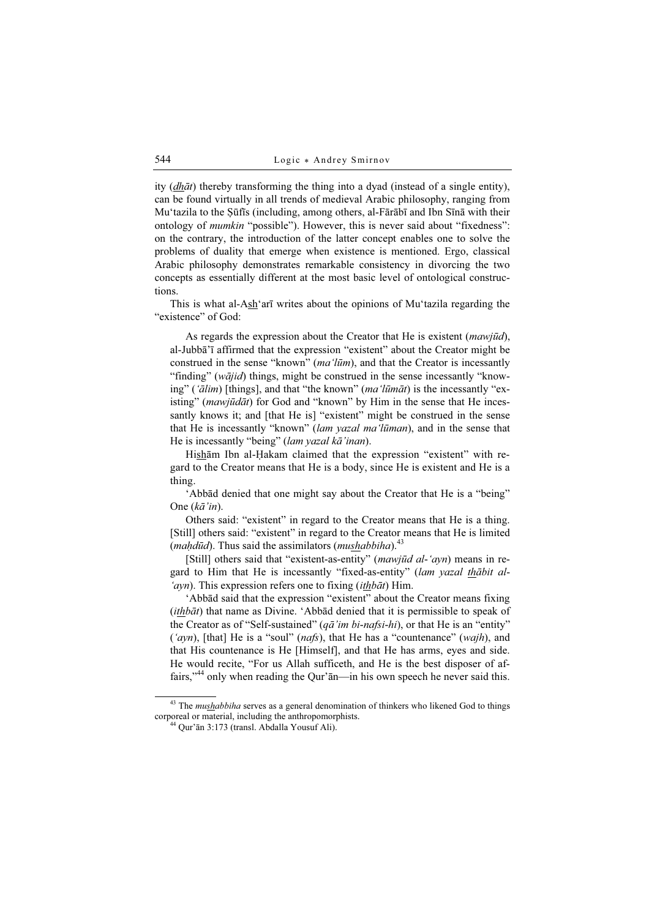ity (*dhāt*) thereby transforming the thing into a dyad (instead of a single entity), can be found virtually in all trends of medieval Arabic philosophy, ranging from Mu'tazila to the Ṣūfīs (including, among others, al-Fārābī and Ibn Sīnā with their ontology of *mumkin* "possible"). However, this is never said about "fixedness": on the contrary, the introduction of the latter concept enables one to solve the problems of duality that emerge when existence is mentioned. Ergo, classical Arabic philosophy demonstrates remarkable consistency in divorcing the two concepts as essentially different at the most basic level of ontological constructions.

This is what al-Ash'arī writes about the opinions of Mu'tazila regarding the "existence" of God:

> As regards the expression about the Creator that He is existent (*mawjūd*), al-Jubbā'ī affirmed that the expression "existent" about the Creator might be construed in the sense "known" (*ma'lūm*), and that the Creator is incessantly "finding" (*wājid*) things, might be construed in the sense incessantly "knowing" (*'ālim*) [things], and that "the known" (*ma'lūmāt*) is the incessantly "existing" (*mawjūdāt*) for God and "known" by Him in the sense that He incessantly knows it; and [that He is] "existent" might be construed in the sense that He is incessantly "known" (*lam yazal ma'lūman*), and in the sense that He is incessantly "being" (*lam yazal kā'inan*).
>
> Hishām Ibn al-Ḥakam claimed that the expression "existent" with regard to the Creator means that He is a body, since He is existent and He is a thing.
>
> 'Abbād denied that one might say about the Creator that He is a "being" One (*kā'in*).
>
> Others said: "existent" in regard to the Creator means that He is a thing. [Still] others said: "existent" in regard to the Creator means that He is limited (*maḥdūd*). Thus said the assimilators (*mushabbiha*).[43]
>
> [Still] others said that "existent-as-entity" (*mawjūd al-'ayn*) means in regard to Him that He is incessantly "fixed-as-entity" (*lam yazal thābit al-'ayn*). This expression refers one to fixing (*ithbāt*) Him.
>
> 'Abbād said that the expression "existent" about the Creator means fixing (*ithbāt*) that name as Divine. 'Abbād denied that it is permissible to speak of the Creator as of "Self-sustained" (*qā'im bi-nafsi-hi*), or that He is an "entity" (*'ayn*), [that] He is a "soul" (*nafs*), that He has a "countenance" (*wajh*), and that His countenance is He [Himself], and that He has arms, eyes and side. He would recite, "For us Allah sufficeth, and He is the best disposer of affairs,"[44] only when reading the Qur'ān—in his own speech he never said this.

---

[43] The *mushabbiha* serves as a general denomination of thinkers who likened God to things corporeal or material, including the anthropomorphists.

[44] Qur'ān 3:173 (transl. Abdalla Yousuf Ali).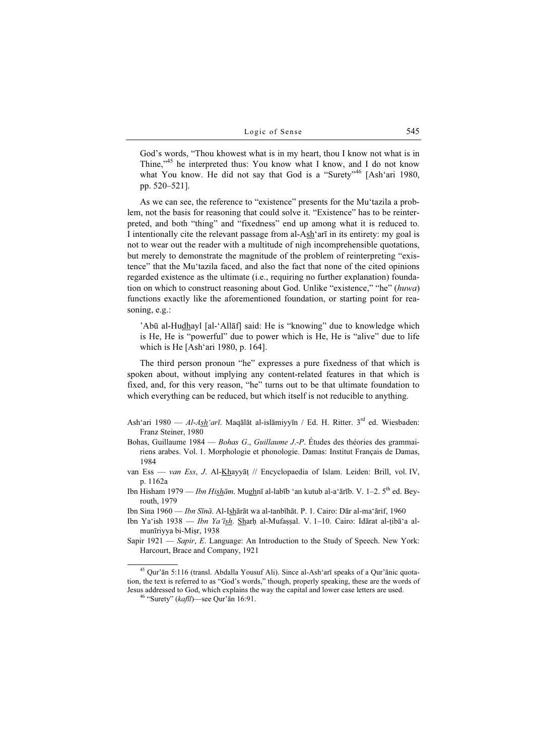God's words, "Thou khowest what is in my heart, thou I know not what is in Thine,"[45] he interpreted thus: You know what I know, and I do not know what You know. He did not say that God is a "Surety"[46] [Ash'ari 1980, pp. 520–521].

As we can see, the reference to "existence" presents for the Mu'tazila a problem, not the basis for reasoning that could solve it. "Existence" has to be reinterpreted, and both "thing" and "fixedness" end up among what it is reduced to. I intentionally cite the relevant passage from al-Ash'arī in its entirety: my goal is not to wear out the reader with a multitude of nigh incomprehensible quotations, but merely to demonstrate the magnitude of the problem of reinterpreting "existence" that the Mu'tazila faced, and also the fact that none of the cited opinions regarded existence as the ultimate (i.e., requiring no further explanation) foundation on which to construct reasoning about God. Unlike "existence," "he" (*huwa*) functions exactly like the aforementioned foundation, or starting point for reasoning, e.g.:

> 'Abū al-Hudhayl [al-'Allāf] said: He is "knowing" due to knowledge which is He, He is "powerful" due to power which is He, He is "alive" due to life which is He [Ash'ari 1980, p. 164].

The third person pronoun "he" expresses a pure fixedness of that which is spoken about, without implying any content-related features in that which is fixed, and, for this very reason, "he" turns out to be that ultimate foundation to which everything can be reduced, but which itself is not reducible to anything.

Ash'ari 1980 — *Al-Ash'arī*. Maqālāt al-islāmiyyīn / Ed. H. Ritter. 3rd ed. Wiesbaden: Franz Steiner, 1980

Bohas, Guillaume 1984 — *Bohas G*., *Guillaume J.-P*. Études des théories des grammairiens arabes. Vol. 1. Morphologie et phonologie. Damas: Institut Français de Damas, 1984

van Ess — *van Ess*, *J*. Al-Khayyāṭ // Encyclopaedia of Islam. Leiden: Brill, vol. IV, p. 1162a

Ibn Hisham 1979 — *Ibn Hishām*. Mughnī al-labīb 'an kutub al-a'ārīb. V. 1–2. 5th ed. Beyrouth, 1979

Ibn Sina 1960 — *Ibn Sīnā*. Al-Ishārāt wa al-tanbīhāt. P. 1. Cairo: Dār al-ma'ārif, 1960

Ibn Ya'ish 1938 — *Ibn Ya'īsh*. Sharḥ al-Mufaṣṣal. V. 1–10. Cairo: Idārat al-ṭibā'a al-munīriyya bi-Miṣr, 1938

Sapir 1921 — *Sapir*, *E*. Language: An Introduction to the Study of Speech. New York: Harcourt, Brace and Company, 1921

---

[45] Qur'ān 5:116 (transl. Abdalla Yousuf Ali). Since al-Ash'arī speaks of a Qur'ānic quotation, the text is referred to as "God's words," though, properly speaking, these are the words of Jesus addressed to God, which explains the way the capital and lower case letters are used.

[46] "Surety" (*kafīl*)—see Qur'ān 16:91.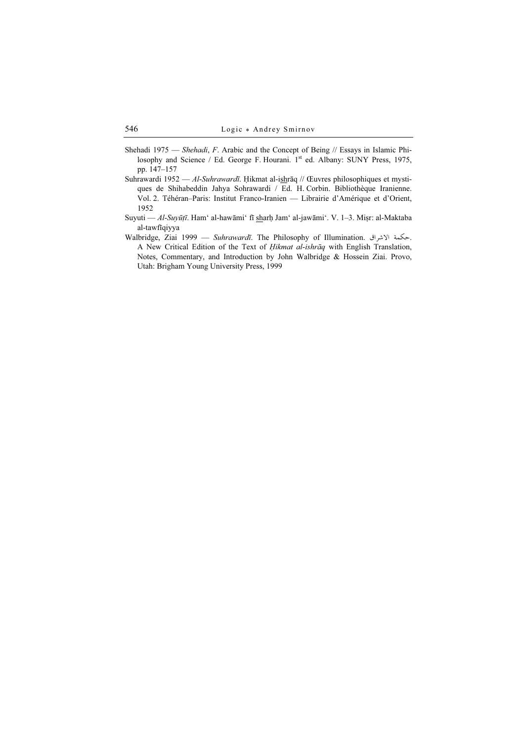Shehadi 1975 — *Shehadi*, *F*. Arabic and the Concept of Being // Essays in Islamic Philosophy and Science / Ed. George F. Hourani. 1st ed. Albany: SUNY Press, 1975, pp. 147–157

Suhrawardi 1952 — *Al-Suhrawardī*. Ḥikmat al-i<u>sh</u>rāq // Œuvres philosophiques et mystiques de Shihabeddin Jahya Sohrawardi / Ed. H. Corbin. Bibliothèque Iranienne. Vol. 2. Téhéran–Paris: Institut Franco-Iranien — Librairie d'Amérique et d'Orient, 1952

Suyuti — *Al-Suyūṭī*. Ham' al-hawāmi' fī <u>sh</u>arḥ Jam' al-jawāmi'. V. 1–3. Miṣr: al-Maktaba al-tawfīqiyya

Walbridge, Ziai 1999 — *Suhrawardī*. The Philosophy of Illumination. حكمة الاشراق. A New Critical Edition of the Text of *Ḥikmat al-ishrāq* with English Translation, Notes, Commentary, and Introduction by John Walbridge & Hossein Ziai. Provo, Utah: Brigham Young University Press, 1999